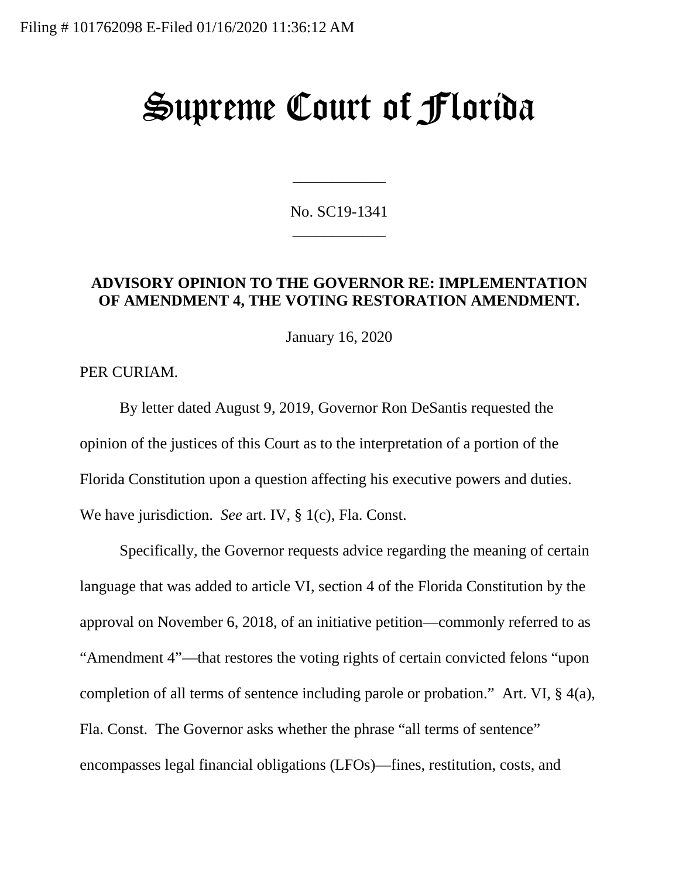Filing # 101762098 E-Filed 01/16/2020 11:36:12 AM

# Supreme Court of Florida

\_\_\_\_\_\_\_\_\_\_\_\_

No. SC19-1341

\_\_\_\_\_\_\_\_\_\_\_\_

**ADVISORY OPINION TO THE GOVERNOR RE: IMPLEMENTATION OF AMENDMENT 4, THE VOTING RESTORATION AMENDMENT.**

January 16, 2020

PER CURIAM.

By letter dated August 9, 2019, Governor Ron DeSantis requested the opinion of the justices of this Court as to the interpretation of a portion of the Florida Constitution upon a question affecting his executive powers and duties. We have jurisdiction. *See* art. IV, § 1(c), Fla. Const.

Specifically, the Governor requests advice regarding the meaning of certain language that was added to article VI, section 4 of the Florida Constitution by the approval on November 6, 2018, of an initiative petition—commonly referred to as "Amendment 4"—that restores the voting rights of certain convicted felons "upon completion of all terms of sentence including parole or probation." Art. VI, § 4(a), Fla. Const. The Governor asks whether the phrase "all terms of sentence" encompasses legal financial obligations (LFOs)—fines, restitution, costs, and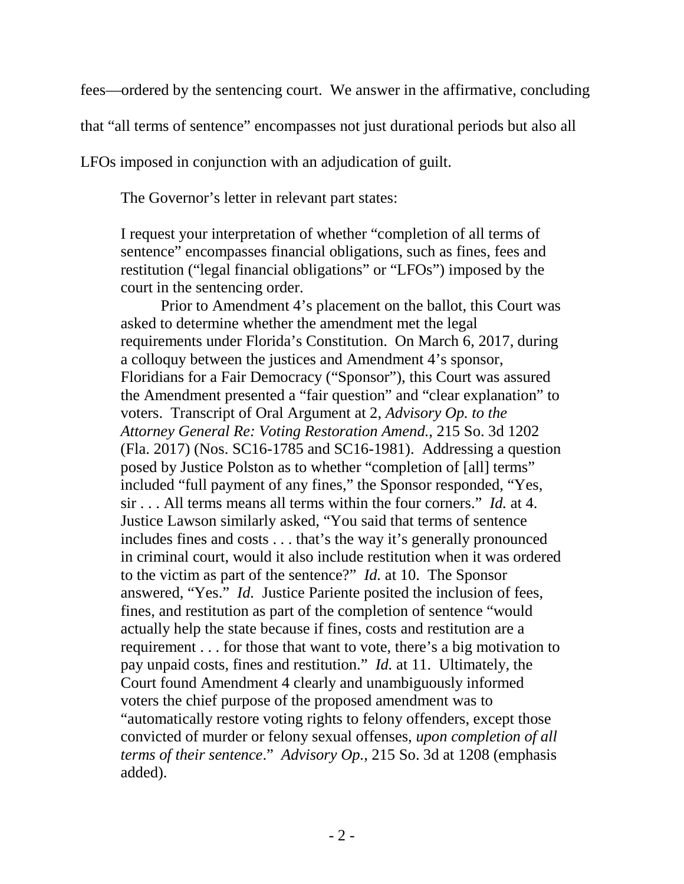fees—ordered by the sentencing court. We answer in the affirmative, concluding that "all terms of sentence" encompasses not just durational periods but also all LFOs imposed in conjunction with an adjudication of guilt.

The Governor's letter in relevant part states:

> I request your interpretation of whether "completion of all terms of sentence" encompasses financial obligations, such as fines, fees and restitution ("legal financial obligations" or "LFOs") imposed by the court in the sentencing order.
>
> Prior to Amendment 4's placement on the ballot, this Court was asked to determine whether the amendment met the legal requirements under Florida's Constitution. On March 6, 2017, during a colloquy between the justices and Amendment 4's sponsor, Floridians for a Fair Democracy ("Sponsor"), this Court was assured the Amendment presented a "fair question" and "clear explanation" to voters. Transcript of Oral Argument at 2, *Advisory Op. to the Attorney General Re: Voting Restoration Amend.*, 215 So. 3d 1202 (Fla. 2017) (Nos. SC16-1785 and SC16-1981). Addressing a question posed by Justice Polston as to whether "completion of [all] terms" included "full payment of any fines," the Sponsor responded, "Yes, sir . . . All terms means all terms within the four corners." *Id.* at 4. Justice Lawson similarly asked, "You said that terms of sentence includes fines and costs . . . that's the way it's generally pronounced in criminal court, would it also include restitution when it was ordered to the victim as part of the sentence?" *Id.* at 10. The Sponsor answered, "Yes." *Id.* Justice Pariente posited the inclusion of fees, fines, and restitution as part of the completion of sentence "would actually help the state because if fines, costs and restitution are a requirement . . . for those that want to vote, there's a big motivation to pay unpaid costs, fines and restitution." *Id.* at 11. Ultimately, the Court found Amendment 4 clearly and unambiguously informed voters the chief purpose of the proposed amendment was to "automatically restore voting rights to felony offenders, except those convicted of murder or felony sexual offenses, *upon completion of all terms of their sentence*." *Advisory Op.*, 215 So. 3d at 1208 (emphasis added).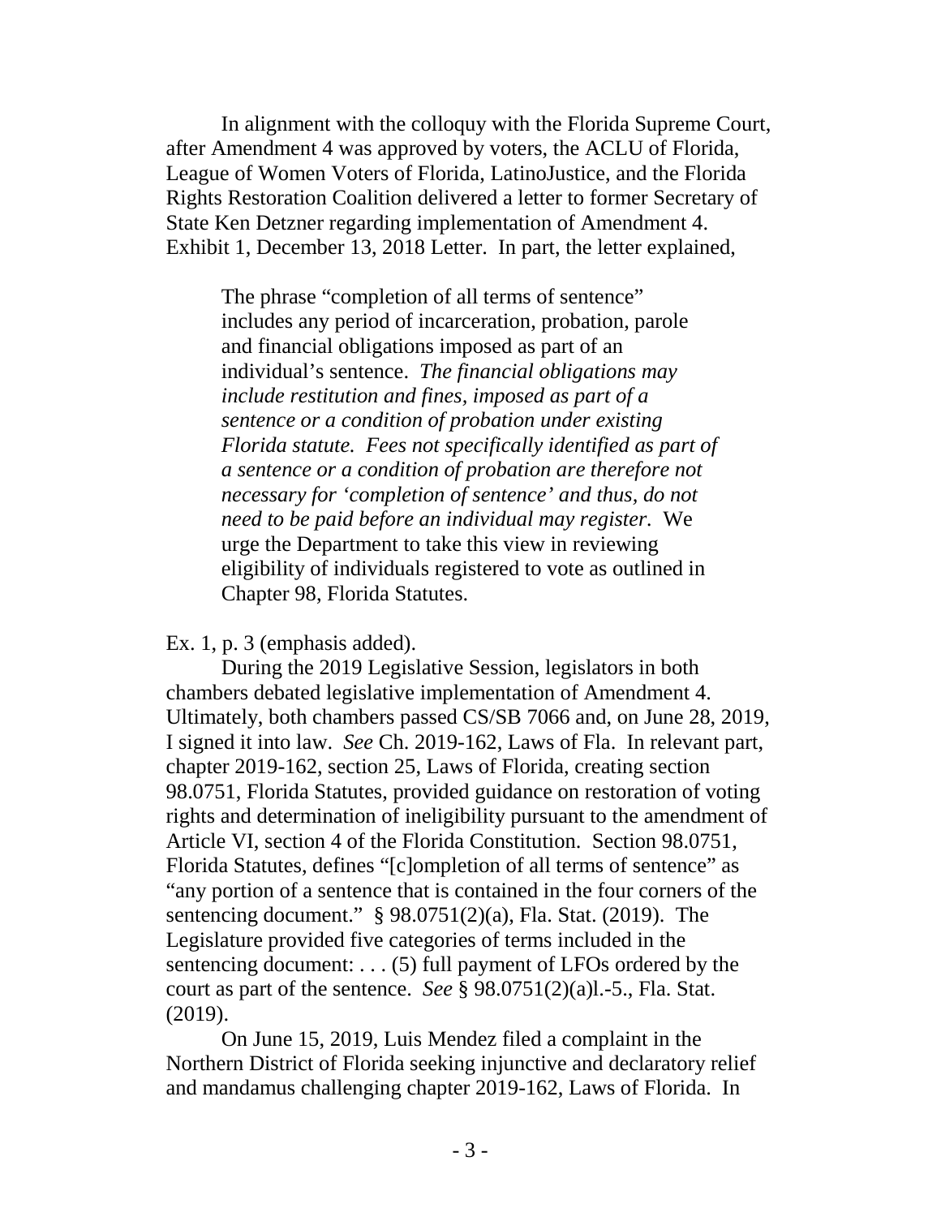In alignment with the colloquy with the Florida Supreme Court, after Amendment 4 was approved by voters, the ACLU of Florida, League of Women Voters of Florida, LatinoJustice, and the Florida Rights Restoration Coalition delivered a letter to former Secretary of State Ken Detzner regarding implementation of Amendment 4. Exhibit 1, December 13, 2018 Letter. In part, the letter explained,

> The phrase "completion of all terms of sentence" includes any period of incarceration, probation, parole and financial obligations imposed as part of an individual's sentence. *The financial obligations may include restitution and fines, imposed as part of a sentence or a condition of probation under existing Florida statute. Fees not specifically identified as part of a sentence or a condition of probation are therefore not necessary for 'completion of sentence' and thus, do not need to be paid before an individual may register.* We urge the Department to take this view in reviewing eligibility of individuals registered to vote as outlined in Chapter 98, Florida Statutes.

Ex. 1, p. 3 (emphasis added).

During the 2019 Legislative Session, legislators in both chambers debated legislative implementation of Amendment 4. Ultimately, both chambers passed CS/SB 7066 and, on June 28, 2019, I signed it into law. *See* Ch. 2019-162, Laws of Fla. In relevant part, chapter 2019-162, section 25, Laws of Florida, creating section 98.0751, Florida Statutes, provided guidance on restoration of voting rights and determination of ineligibility pursuant to the amendment of Article VI, section 4 of the Florida Constitution. Section 98.0751, Florida Statutes, defines "[c]ompletion of all terms of sentence" as "any portion of a sentence that is contained in the four corners of the sentencing document." § 98.0751(2)(a), Fla. Stat. (2019). The Legislature provided five categories of terms included in the sentencing document: . . . (5) full payment of LFOs ordered by the court as part of the sentence. *See* § 98.0751(2)(a)l.-5., Fla. Stat. (2019).

On June 15, 2019, Luis Mendez filed a complaint in the Northern District of Florida seeking injunctive and declaratory relief and mandamus challenging chapter 2019-162, Laws of Florida. In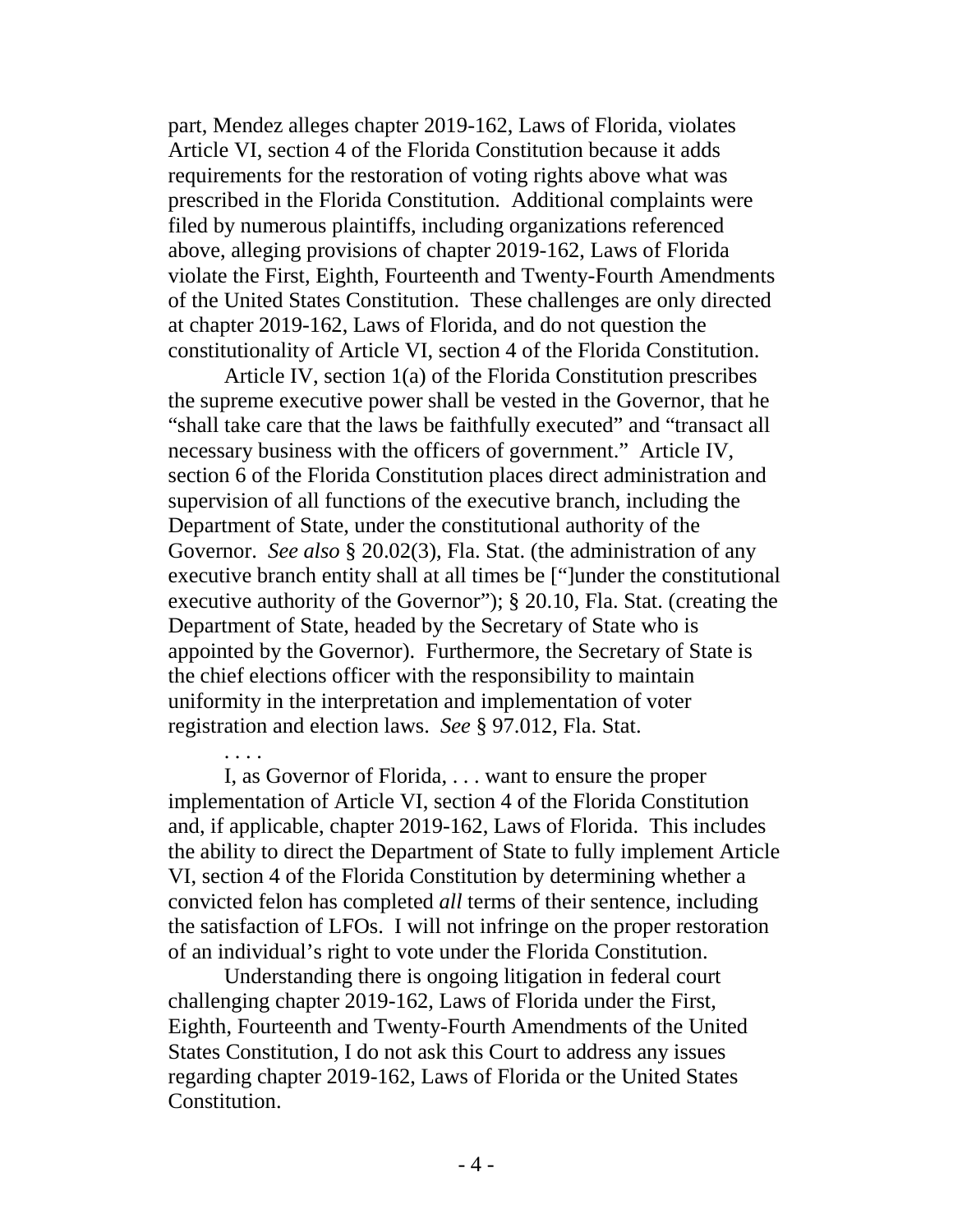part, Mendez alleges chapter 2019-162, Laws of Florida, violates Article VI, section 4 of the Florida Constitution because it adds requirements for the restoration of voting rights above what was prescribed in the Florida Constitution. Additional complaints were filed by numerous plaintiffs, including organizations referenced above, alleging provisions of chapter 2019-162, Laws of Florida violate the First, Eighth, Fourteenth and Twenty-Fourth Amendments of the United States Constitution. These challenges are only directed at chapter 2019-162, Laws of Florida, and do not question the constitutionality of Article VI, section 4 of the Florida Constitution.

Article IV, section 1(a) of the Florida Constitution prescribes the supreme executive power shall be vested in the Governor, that he "shall take care that the laws be faithfully executed" and "transact all necessary business with the officers of government." Article IV, section 6 of the Florida Constitution places direct administration and supervision of all functions of the executive branch, including the Department of State, under the constitutional authority of the Governor. *See also* § 20.02(3), Fla. Stat. (the administration of any executive branch entity shall at all times be ["]under the constitutional executive authority of the Governor"); § 20.10, Fla. Stat. (creating the Department of State, headed by the Secretary of State who is appointed by the Governor). Furthermore, the Secretary of State is the chief elections officer with the responsibility to maintain uniformity in the interpretation and implementation of voter registration and election laws. *See* § 97.012, Fla. Stat.

. . . .

I, as Governor of Florida, . . . want to ensure the proper implementation of Article VI, section 4 of the Florida Constitution and, if applicable, chapter 2019-162, Laws of Florida. This includes the ability to direct the Department of State to fully implement Article VI, section 4 of the Florida Constitution by determining whether a convicted felon has completed *all* terms of their sentence, including the satisfaction of LFOs. I will not infringe on the proper restoration of an individual's right to vote under the Florida Constitution.

Understanding there is ongoing litigation in federal court challenging chapter 2019-162, Laws of Florida under the First, Eighth, Fourteenth and Twenty-Fourth Amendments of the United States Constitution, I do not ask this Court to address any issues regarding chapter 2019-162, Laws of Florida or the United States Constitution.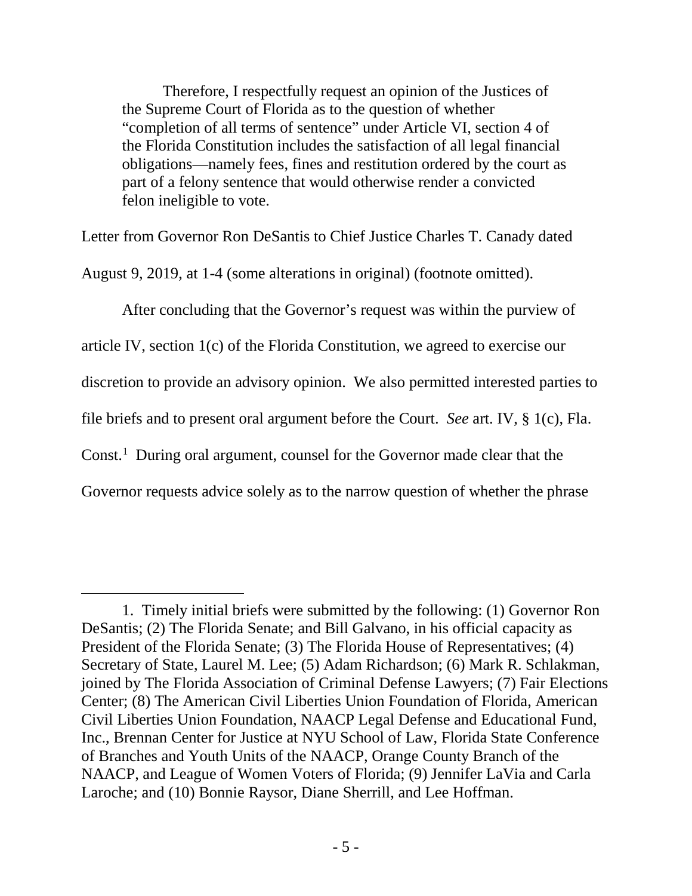> Therefore, I respectfully request an opinion of the Justices of the Supreme Court of Florida as to the question of whether "completion of all terms of sentence" under Article VI, section 4 of the Florida Constitution includes the satisfaction of all legal financial obligations—namely fees, fines and restitution ordered by the court as part of a felony sentence that would otherwise render a convicted felon ineligible to vote.

Letter from Governor Ron DeSantis to Chief Justice Charles T. Canady dated August 9, 2019, at 1-4 (some alterations in original) (footnote omitted).

After concluding that the Governor's request was within the purview of article IV, section 1(c) of the Florida Constitution, we agreed to exercise our discretion to provide an advisory opinion. We also permitted interested parties to file briefs and to present oral argument before the Court. *See* art. IV, § 1(c), Fla. Const.[1] During oral argument, counsel for the Governor made clear that the Governor requests advice solely as to the narrow question of whether the phrase

---

1. Timely initial briefs were submitted by the following: (1) Governor Ron DeSantis; (2) The Florida Senate; and Bill Galvano, in his official capacity as President of the Florida Senate; (3) The Florida House of Representatives; (4) Secretary of State, Laurel M. Lee; (5) Adam Richardson; (6) Mark R. Schlakman, joined by The Florida Association of Criminal Defense Lawyers; (7) Fair Elections Center; (8) The American Civil Liberties Union Foundation of Florida, American Civil Liberties Union Foundation, NAACP Legal Defense and Educational Fund, Inc., Brennan Center for Justice at NYU School of Law, Florida State Conference of Branches and Youth Units of the NAACP, Orange County Branch of the NAACP, and League of Women Voters of Florida; (9) Jennifer LaVia and Carla Laroche; and (10) Bonnie Raysor, Diane Sherrill, and Lee Hoffman.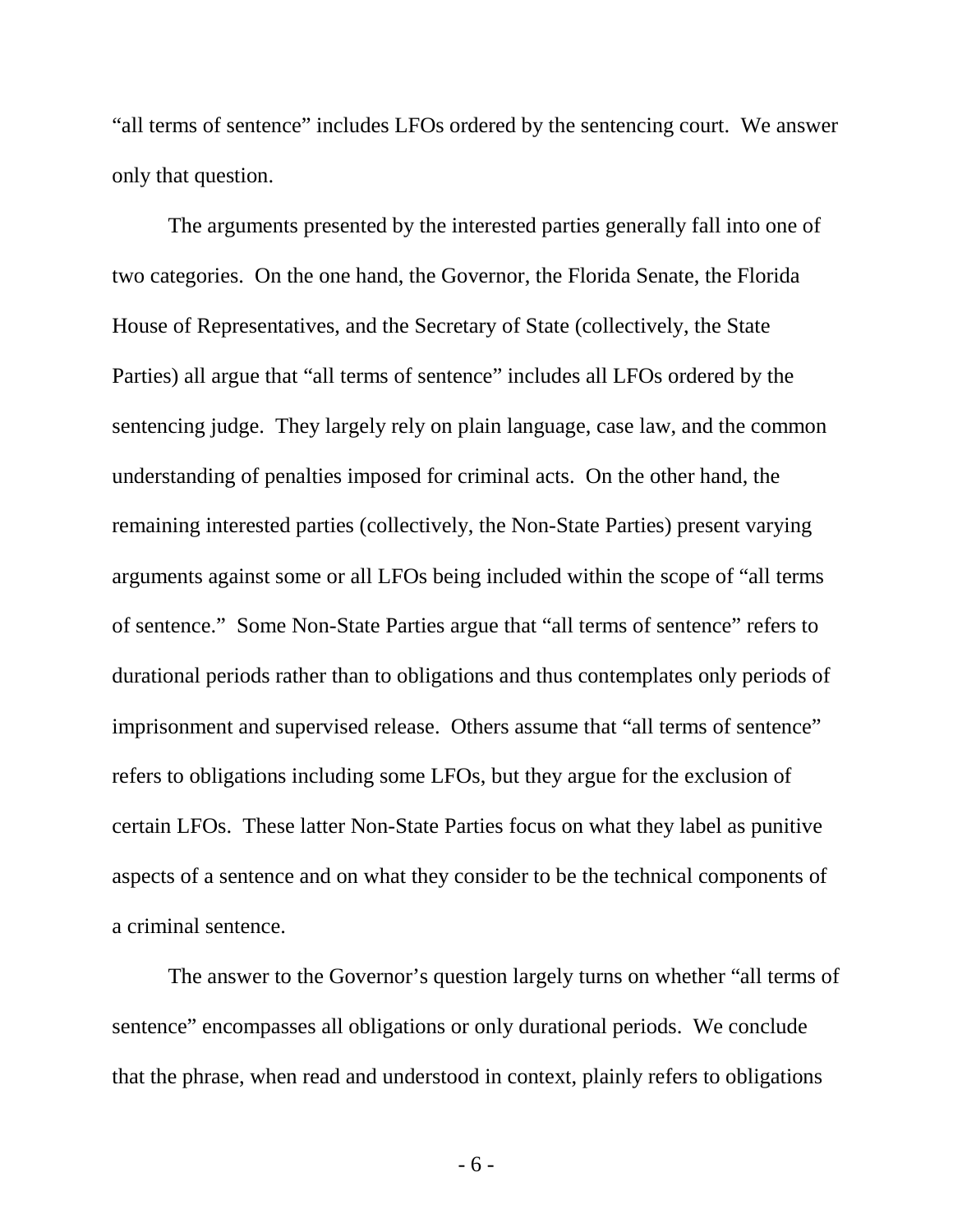"all terms of sentence" includes LFOs ordered by the sentencing court. We answer only that question.

The arguments presented by the interested parties generally fall into one of two categories. On the one hand, the Governor, the Florida Senate, the Florida House of Representatives, and the Secretary of State (collectively, the State Parties) all argue that "all terms of sentence" includes all LFOs ordered by the sentencing judge. They largely rely on plain language, case law, and the common understanding of penalties imposed for criminal acts. On the other hand, the remaining interested parties (collectively, the Non-State Parties) present varying arguments against some or all LFOs being included within the scope of "all terms of sentence." Some Non-State Parties argue that "all terms of sentence" refers to durational periods rather than to obligations and thus contemplates only periods of imprisonment and supervised release. Others assume that "all terms of sentence" refers to obligations including some LFOs, but they argue for the exclusion of certain LFOs. These latter Non-State Parties focus on what they label as punitive aspects of a sentence and on what they consider to be the technical components of a criminal sentence.

The answer to the Governor's question largely turns on whether "all terms of sentence" encompasses all obligations or only durational periods. We conclude that the phrase, when read and understood in context, plainly refers to obligations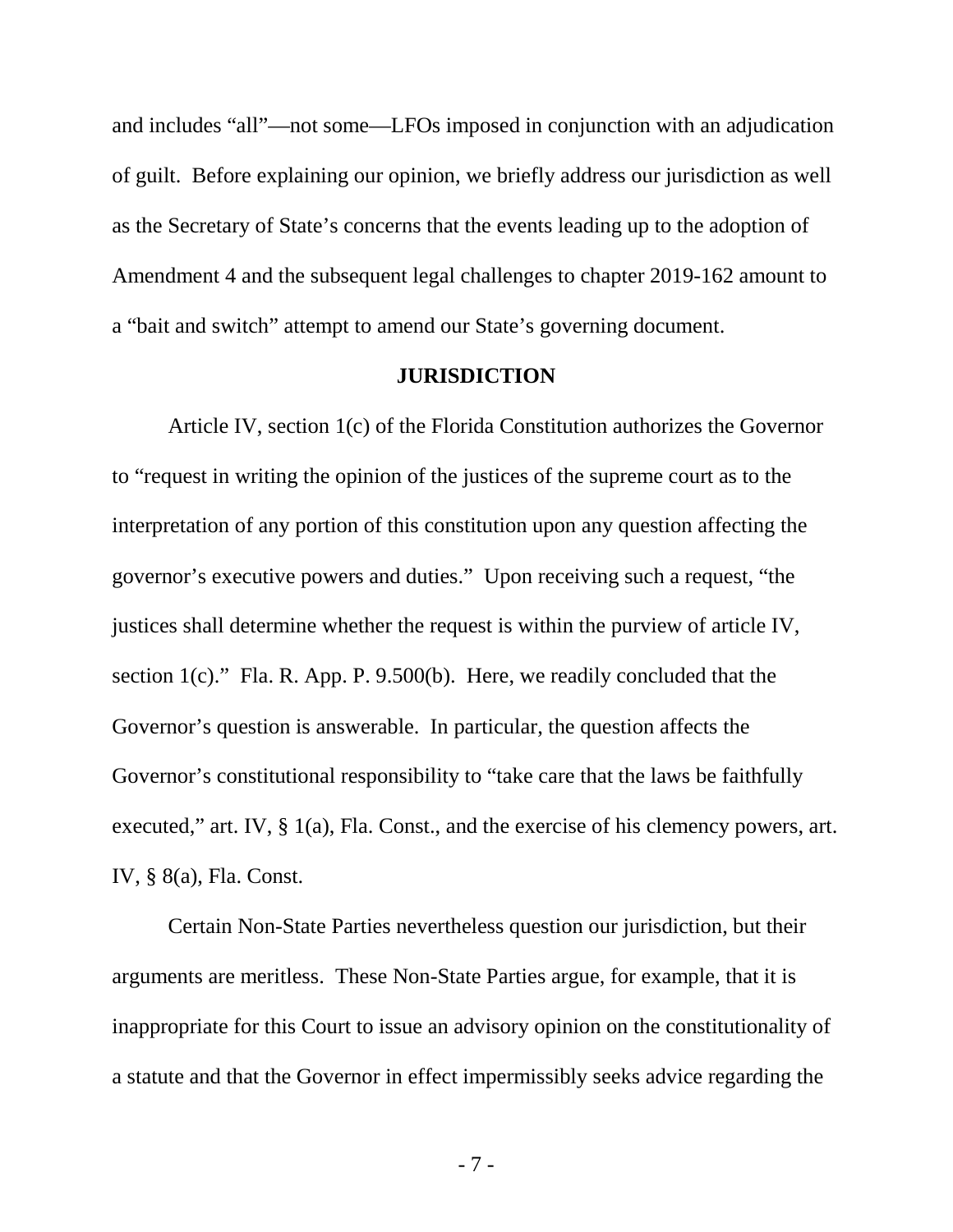and includes "all"—not some—LFOs imposed in conjunction with an adjudication of guilt. Before explaining our opinion, we briefly address our jurisdiction as well as the Secretary of State's concerns that the events leading up to the adoption of Amendment 4 and the subsequent legal challenges to chapter 2019-162 amount to a "bait and switch" attempt to amend our State's governing document.

## JURISDICTION

Article IV, section 1(c) of the Florida Constitution authorizes the Governor to "request in writing the opinion of the justices of the supreme court as to the interpretation of any portion of this constitution upon any question affecting the governor's executive powers and duties." Upon receiving such a request, "the justices shall determine whether the request is within the purview of article IV, section 1(c)." Fla. R. App. P. 9.500(b). Here, we readily concluded that the Governor's question is answerable. In particular, the question affects the Governor's constitutional responsibility to "take care that the laws be faithfully executed," art. IV, § 1(a), Fla. Const., and the exercise of his clemency powers, art. IV, § 8(a), Fla. Const.

Certain Non-State Parties nevertheless question our jurisdiction, but their arguments are meritless. These Non-State Parties argue, for example, that it is inappropriate for this Court to issue an advisory opinion on the constitutionality of a statute and that the Governor in effect impermissibly seeks advice regarding the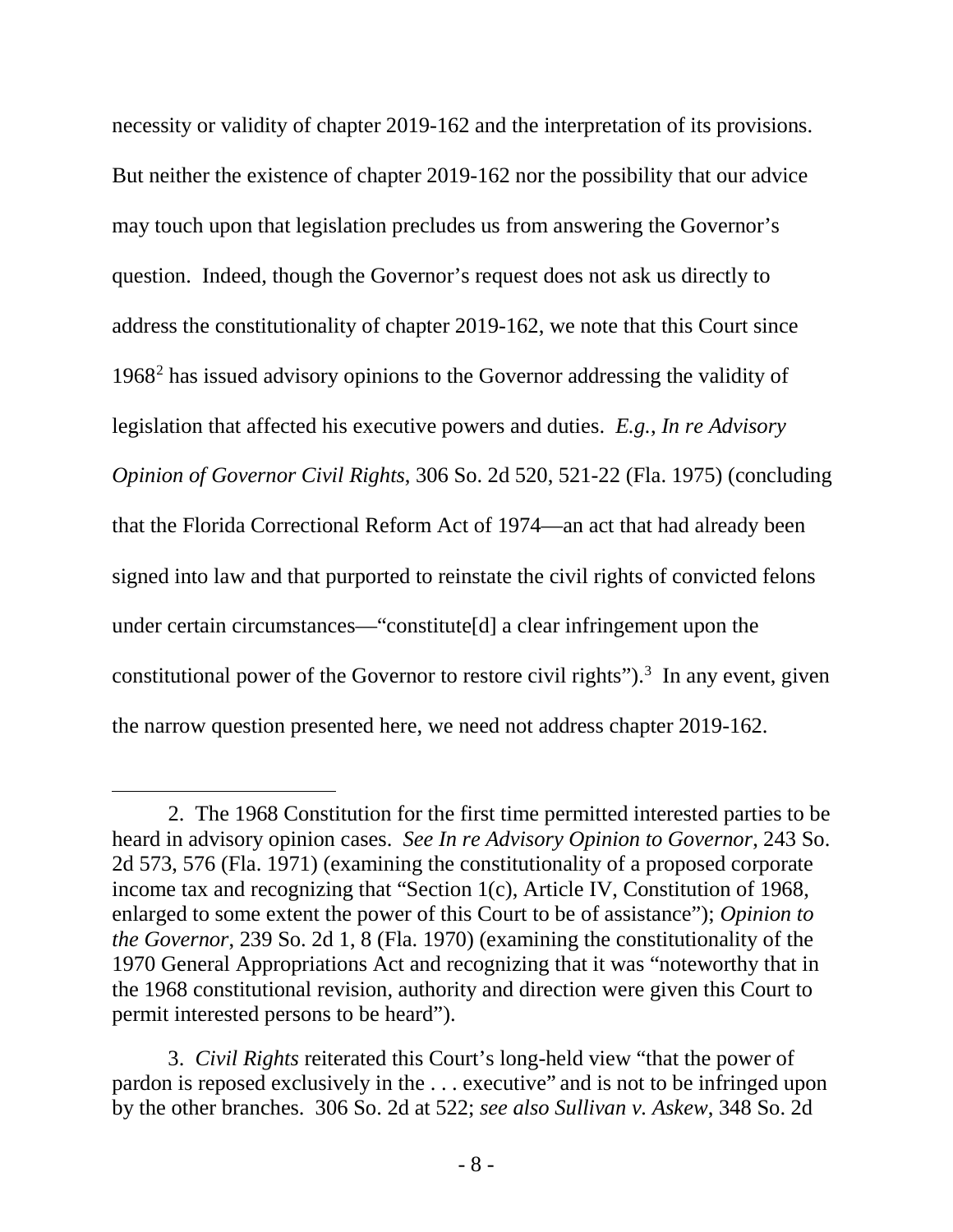necessity or validity of chapter 2019-162 and the interpretation of its provisions. But neither the existence of chapter 2019-162 nor the possibility that our advice may touch upon that legislation precludes us from answering the Governor's question. Indeed, though the Governor's request does not ask us directly to address the constitutionality of chapter 2019-162, we note that this Court since 1968[2] has issued advisory opinions to the Governor addressing the validity of legislation that affected his executive powers and duties. *E.g.*, *In re Advisory Opinion of Governor Civil Rights*, 306 So. 2d 520, 521-22 (Fla. 1975) (concluding that the Florida Correctional Reform Act of 1974—an act that had already been signed into law and that purported to reinstate the civil rights of convicted felons under certain circumstances—"constitute[d] a clear infringement upon the constitutional power of the Governor to restore civil rights").[3] In any event, given the narrow question presented here, we need not address chapter 2019-162.

---

2. The 1968 Constitution for the first time permitted interested parties to be heard in advisory opinion cases. *See In re Advisory Opinion to Governor*, 243 So. 2d 573, 576 (Fla. 1971) (examining the constitutionality of a proposed corporate income tax and recognizing that "Section 1(c), Article IV, Constitution of 1968, enlarged to some extent the power of this Court to be of assistance"); *Opinion to the Governor*, 239 So. 2d 1, 8 (Fla. 1970) (examining the constitutionality of the 1970 General Appropriations Act and recognizing that it was "noteworthy that in the 1968 constitutional revision, authority and direction were given this Court to permit interested persons to be heard").

3. *Civil Rights* reiterated this Court's long-held view "that the power of pardon is reposed exclusively in the . . . executive" and is not to be infringed upon by the other branches. 306 So. 2d at 522; *see also Sullivan v. Askew*, 348 So. 2d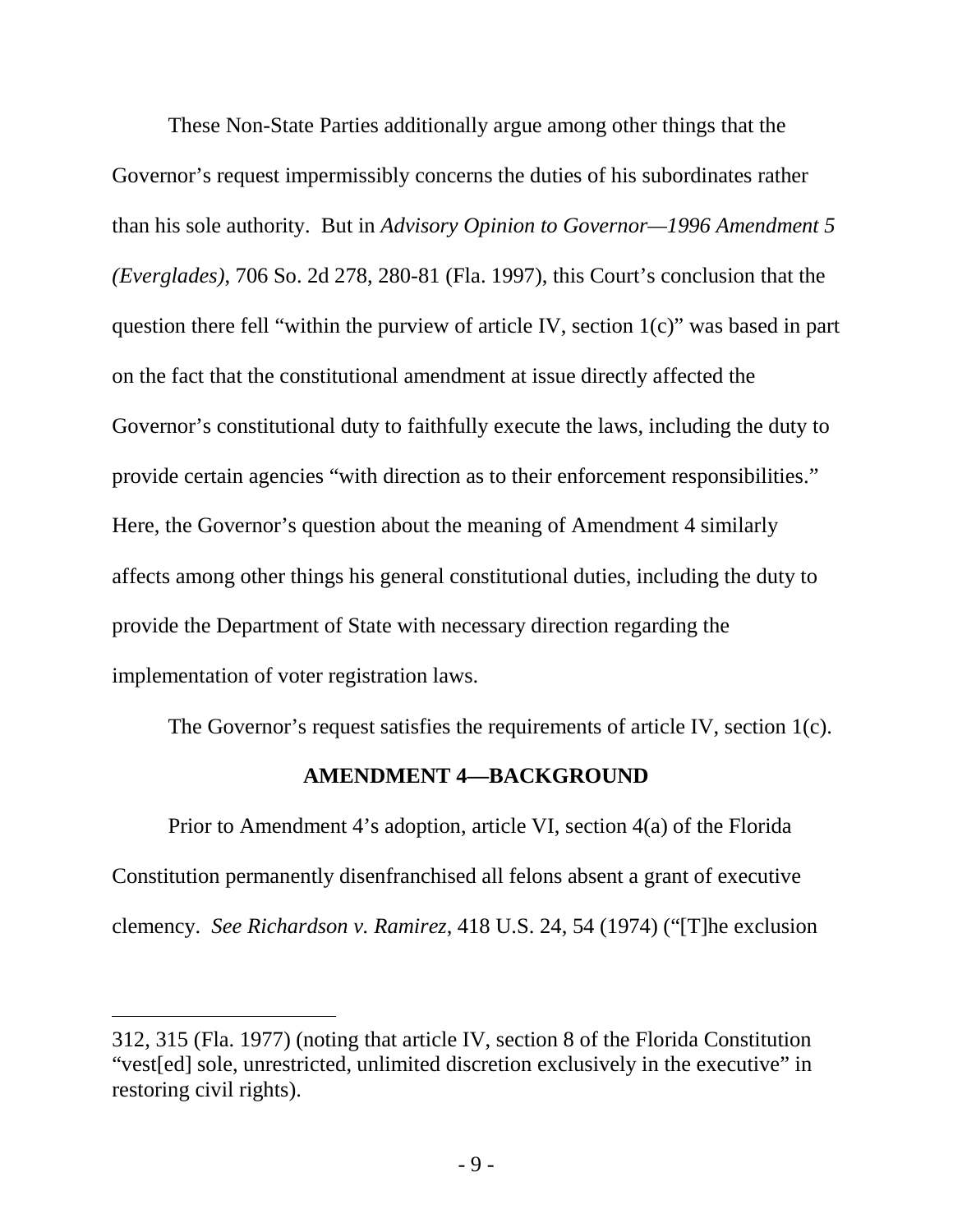These Non-State Parties additionally argue among other things that the Governor's request impermissibly concerns the duties of his subordinates rather than his sole authority. But in *Advisory Opinion to Governor—1996 Amendment 5 (Everglades)*, 706 So. 2d 278, 280-81 (Fla. 1997), this Court's conclusion that the question there fell "within the purview of article IV, section 1(c)" was based in part on the fact that the constitutional amendment at issue directly affected the Governor's constitutional duty to faithfully execute the laws, including the duty to provide certain agencies "with direction as to their enforcement responsibilities." Here, the Governor's question about the meaning of Amendment 4 similarly affects among other things his general constitutional duties, including the duty to provide the Department of State with necessary direction regarding the implementation of voter registration laws.

The Governor's request satisfies the requirements of article IV, section 1(c).

**AMENDMENT 4—BACKGROUND**

Prior to Amendment 4's adoption, article VI, section 4(a) of the Florida Constitution permanently disenfranchised all felons absent a grant of executive clemency. *See Richardson v. Ramirez*, 418 U.S. 24, 54 (1974) ("[T]he exclusion

---

312, 315 (Fla. 1977) (noting that article IV, section 8 of the Florida Constitution "vest[ed] sole, unrestricted, unlimited discretion exclusively in the executive" in restoring civil rights).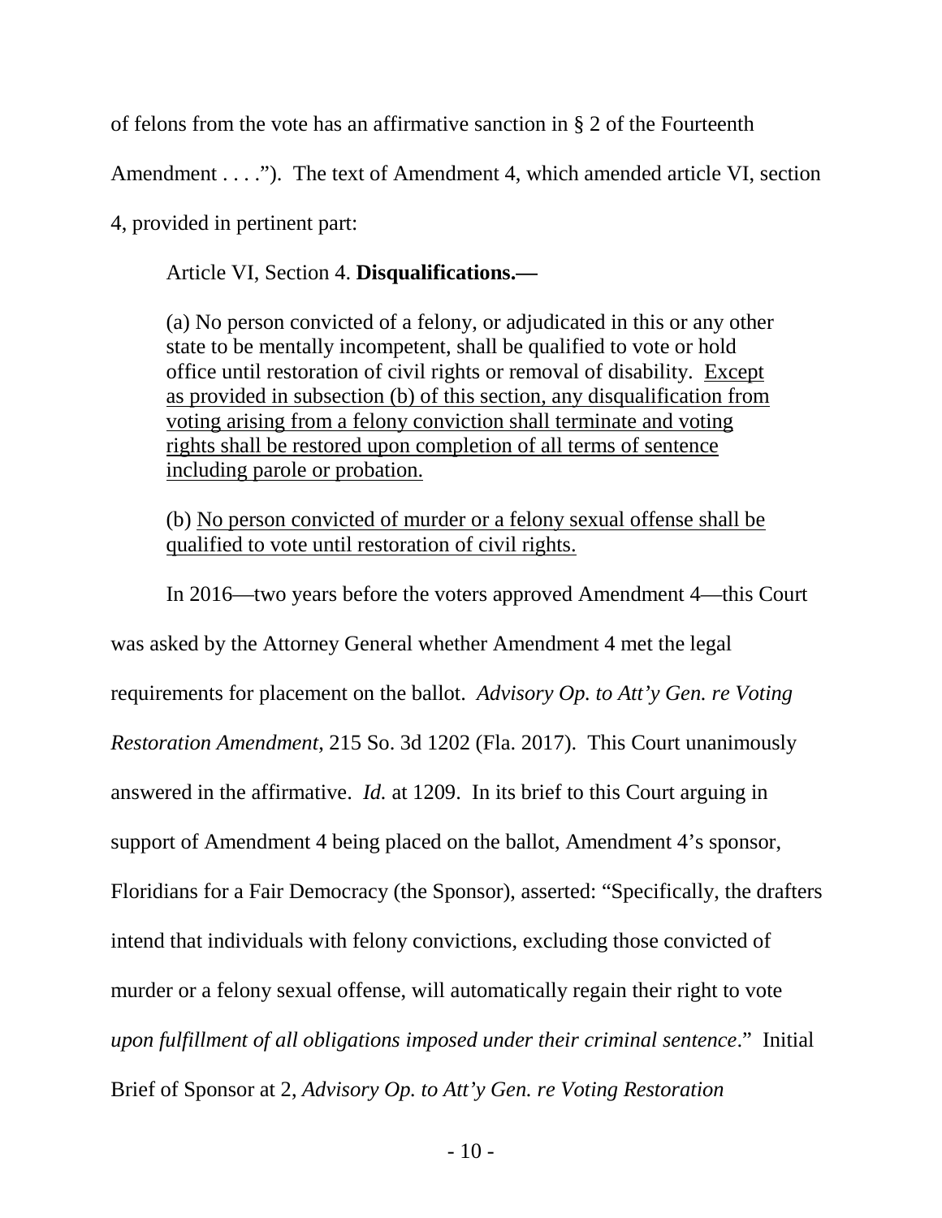of felons from the vote has an affirmative sanction in § 2 of the Fourteenth Amendment . . . ."). The text of Amendment 4, which amended article VI, section 4, provided in pertinent part:

> Article VI, Section 4. **Disqualifications.—**
>
> (a) No person convicted of a felony, or adjudicated in this or any other state to be mentally incompetent, shall be qualified to vote or hold office until restoration of civil rights or removal of disability. <u>Except as provided in subsection (b) of this section, any disqualification from voting arising from a felony conviction shall terminate and voting rights shall be restored upon completion of all terms of sentence including parole or probation.</u>
>
> (b) <u>No person convicted of murder or a felony sexual offense shall be qualified to vote until restoration of civil rights.</u>

In 2016—two years before the voters approved Amendment 4—this Court was asked by the Attorney General whether Amendment 4 met the legal requirements for placement on the ballot. *Advisory Op. to Att'y Gen. re Voting Restoration Amendment*, 215 So. 3d 1202 (Fla. 2017). This Court unanimously answered in the affirmative. *Id.* at 1209. In its brief to this Court arguing in support of Amendment 4 being placed on the ballot, Amendment 4's sponsor, Floridians for a Fair Democracy (the Sponsor), asserted: "Specifically, the drafters intend that individuals with felony convictions, excluding those convicted of murder or a felony sexual offense, will automatically regain their right to vote *upon fulfillment of all obligations imposed under their criminal sentence*." Initial Brief of Sponsor at 2, *Advisory Op. to Att'y Gen. re Voting Restoration*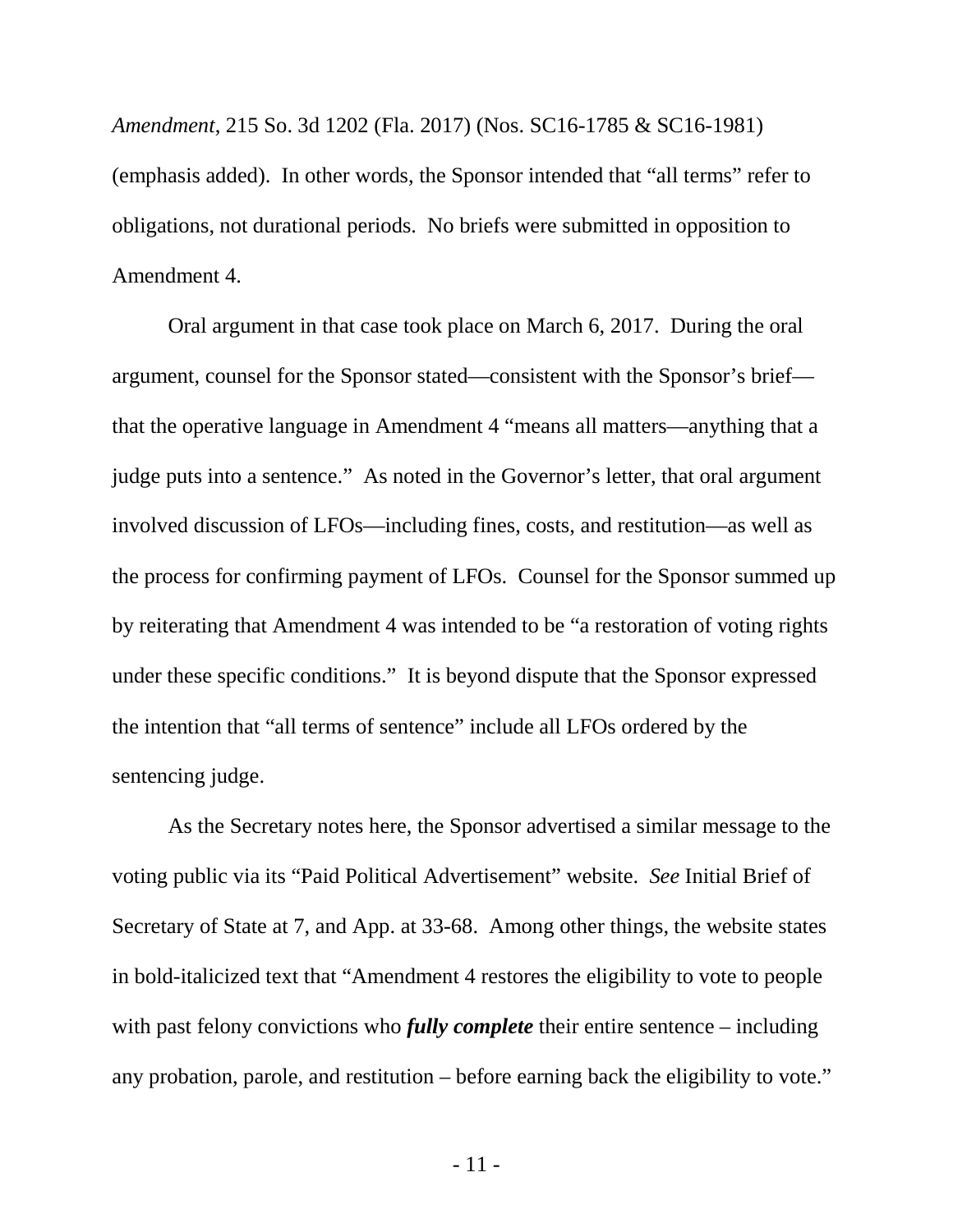*Amendment*, 215 So. 3d 1202 (Fla. 2017) (Nos. SC16-1785 & SC16-1981) (emphasis added). In other words, the Sponsor intended that "all terms" refer to obligations, not durational periods. No briefs were submitted in opposition to Amendment 4.

Oral argument in that case took place on March 6, 2017. During the oral argument, counsel for the Sponsor stated—consistent with the Sponsor's brief—that the operative language in Amendment 4 "means all matters—anything that a judge puts into a sentence." As noted in the Governor's letter, that oral argument involved discussion of LFOs—including fines, costs, and restitution—as well as the process for confirming payment of LFOs. Counsel for the Sponsor summed up by reiterating that Amendment 4 was intended to be "a restoration of voting rights under these specific conditions." It is beyond dispute that the Sponsor expressed the intention that "all terms of sentence" include all LFOs ordered by the sentencing judge.

As the Secretary notes here, the Sponsor advertised a similar message to the voting public via its "Paid Political Advertisement" website. *See* Initial Brief of Secretary of State at 7, and App. at 33-68. Among other things, the website states in bold-italicized text that "Amendment 4 restores the eligibility to vote to people with past felony convictions who ***fully complete*** their entire sentence – including any probation, parole, and restitution – before earning back the eligibility to vote."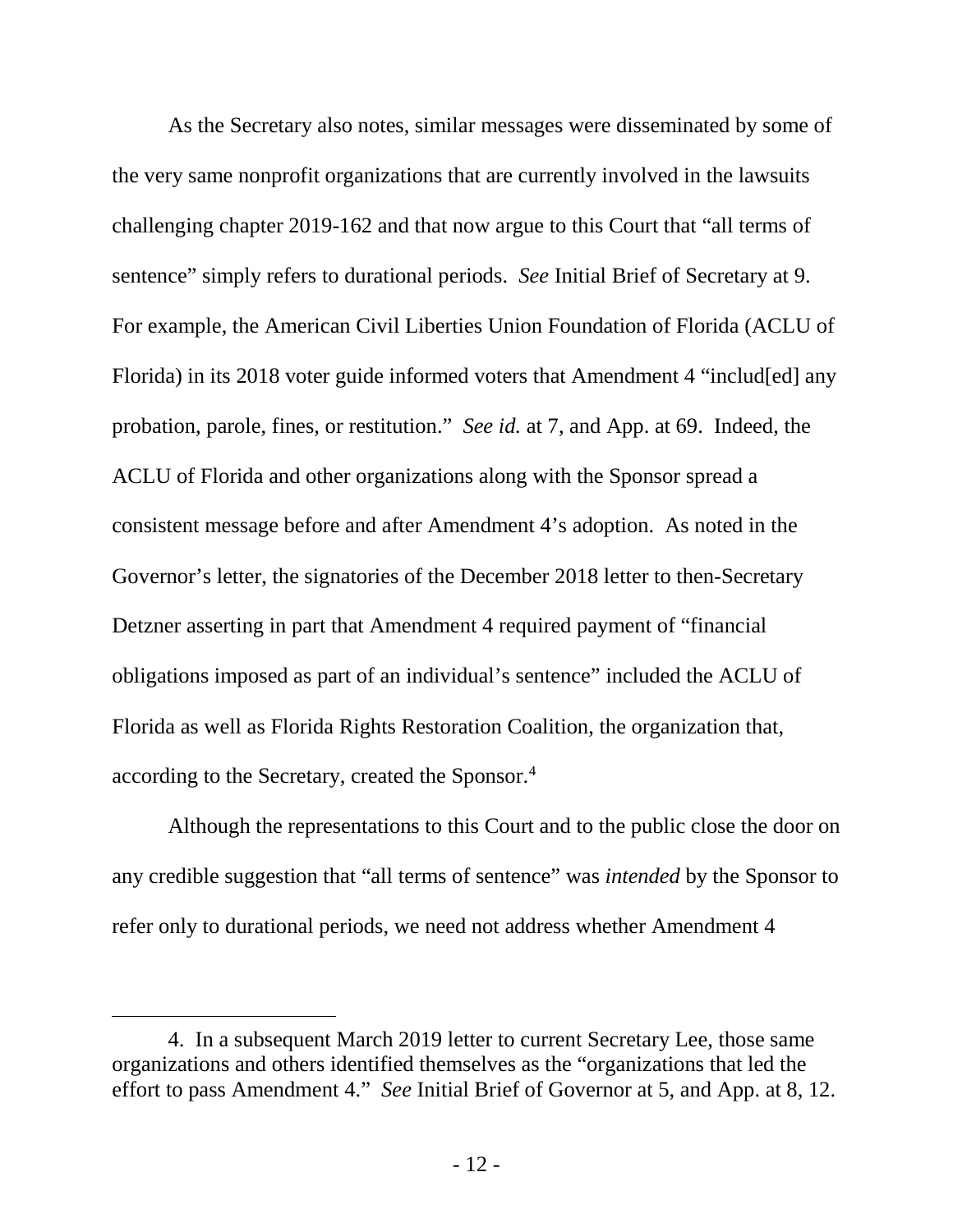As the Secretary also notes, similar messages were disseminated by some of the very same nonprofit organizations that are currently involved in the lawsuits challenging chapter 2019-162 and that now argue to this Court that "all terms of sentence" simply refers to durational periods. *See* Initial Brief of Secretary at 9. For example, the American Civil Liberties Union Foundation of Florida (ACLU of Florida) in its 2018 voter guide informed voters that Amendment 4 "includ[ed] any probation, parole, fines, or restitution." *See id.* at 7, and App. at 69. Indeed, the ACLU of Florida and other organizations along with the Sponsor spread a consistent message before and after Amendment 4's adoption. As noted in the Governor's letter, the signatories of the December 2018 letter to then-Secretary Detzner asserting in part that Amendment 4 required payment of "financial obligations imposed as part of an individual's sentence" included the ACLU of Florida as well as Florida Rights Restoration Coalition, the organization that, according to the Secretary, created the Sponsor.[4]

Although the representations to this Court and to the public close the door on any credible suggestion that "all terms of sentence" was *intended* by the Sponsor to refer only to durational periods, we need not address whether Amendment 4

4. In a subsequent March 2019 letter to current Secretary Lee, those same organizations and others identified themselves as the "organizations that led the effort to pass Amendment 4." *See* Initial Brief of Governor at 5, and App. at 8, 12.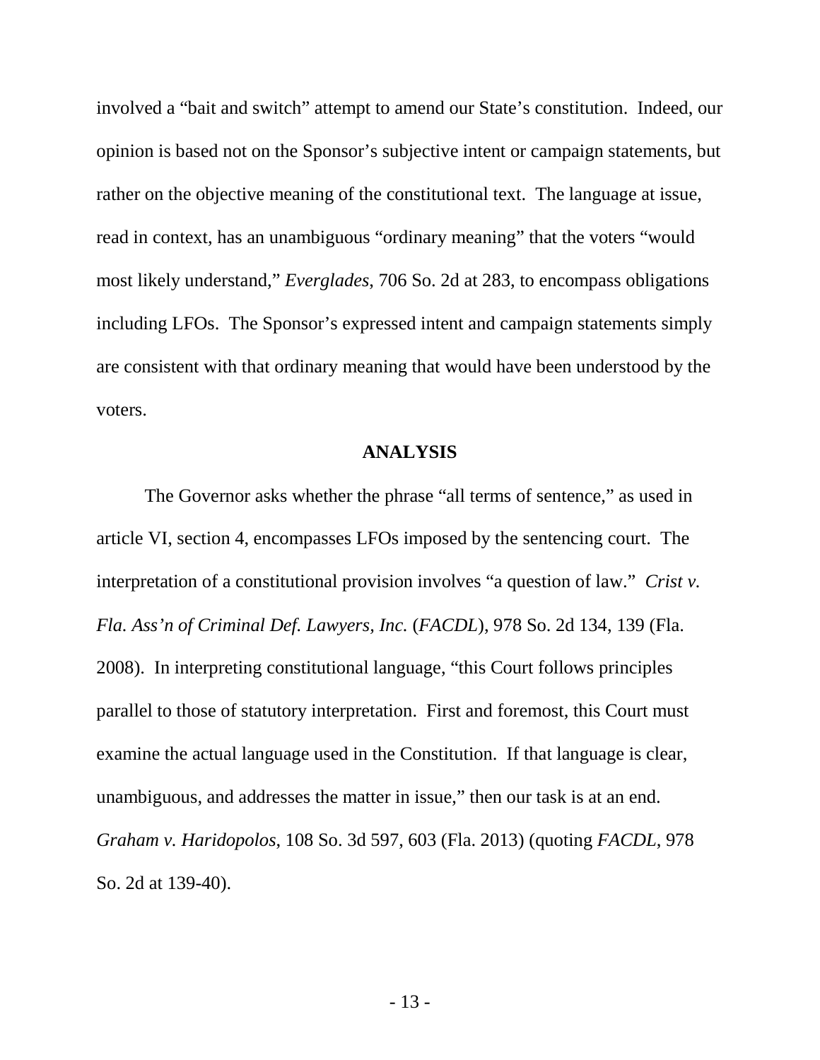involved a "bait and switch" attempt to amend our State's constitution. Indeed, our opinion is based not on the Sponsor's subjective intent or campaign statements, but rather on the objective meaning of the constitutional text. The language at issue, read in context, has an unambiguous "ordinary meaning" that the voters "would most likely understand," *Everglades*, 706 So. 2d at 283, to encompass obligations including LFOs. The Sponsor's expressed intent and campaign statements simply are consistent with that ordinary meaning that would have been understood by the voters.

## ANALYSIS

The Governor asks whether the phrase "all terms of sentence," as used in article VI, section 4, encompasses LFOs imposed by the sentencing court. The interpretation of a constitutional provision involves "a question of law." *Crist v. Fla. Ass'n of Criminal Def. Lawyers, Inc.* (*FACDL*), 978 So. 2d 134, 139 (Fla. 2008). In interpreting constitutional language, "this Court follows principles parallel to those of statutory interpretation. First and foremost, this Court must examine the actual language used in the Constitution. If that language is clear, unambiguous, and addresses the matter in issue," then our task is at an end. *Graham v. Haridopolos*, 108 So. 3d 597, 603 (Fla. 2013) (quoting *FACDL*, 978 So. 2d at 139-40).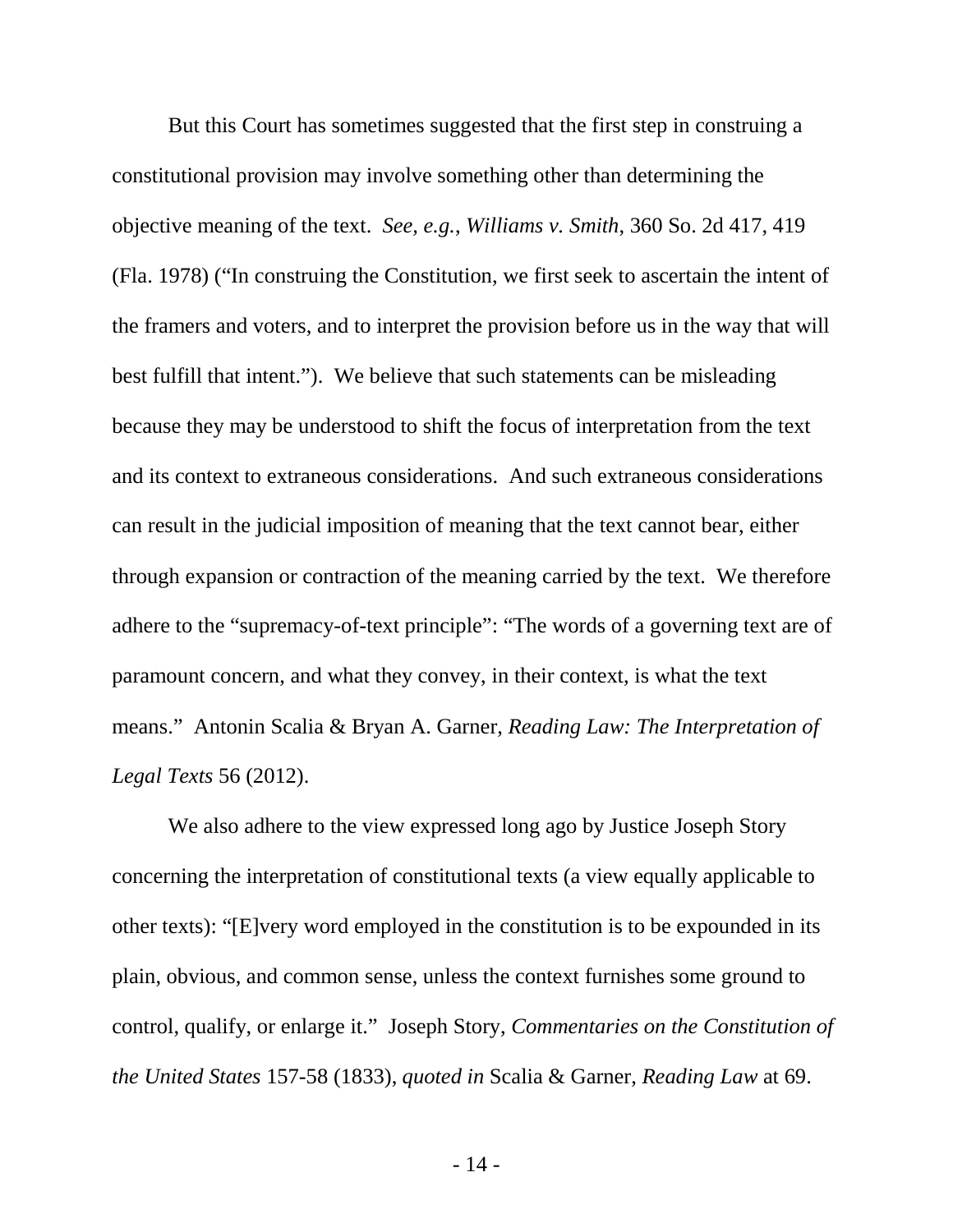But this Court has sometimes suggested that the first step in construing a constitutional provision may involve something other than determining the objective meaning of the text. *See, e.g.*, *Williams v. Smith*, 360 So. 2d 417, 419 (Fla. 1978) ("In construing the Constitution, we first seek to ascertain the intent of the framers and voters, and to interpret the provision before us in the way that will best fulfill that intent."). We believe that such statements can be misleading because they may be understood to shift the focus of interpretation from the text and its context to extraneous considerations. And such extraneous considerations can result in the judicial imposition of meaning that the text cannot bear, either through expansion or contraction of the meaning carried by the text. We therefore adhere to the "supremacy-of-text principle": "The words of a governing text are of paramount concern, and what they convey, in their context, is what the text means." Antonin Scalia & Bryan A. Garner, *Reading Law: The Interpretation of Legal Texts* 56 (2012).

We also adhere to the view expressed long ago by Justice Joseph Story concerning the interpretation of constitutional texts (a view equally applicable to other texts): "[E]very word employed in the constitution is to be expounded in its plain, obvious, and common sense, unless the context furnishes some ground to control, qualify, or enlarge it." Joseph Story, *Commentaries on the Constitution of the United States* 157-58 (1833), *quoted in* Scalia & Garner, *Reading Law* at 69.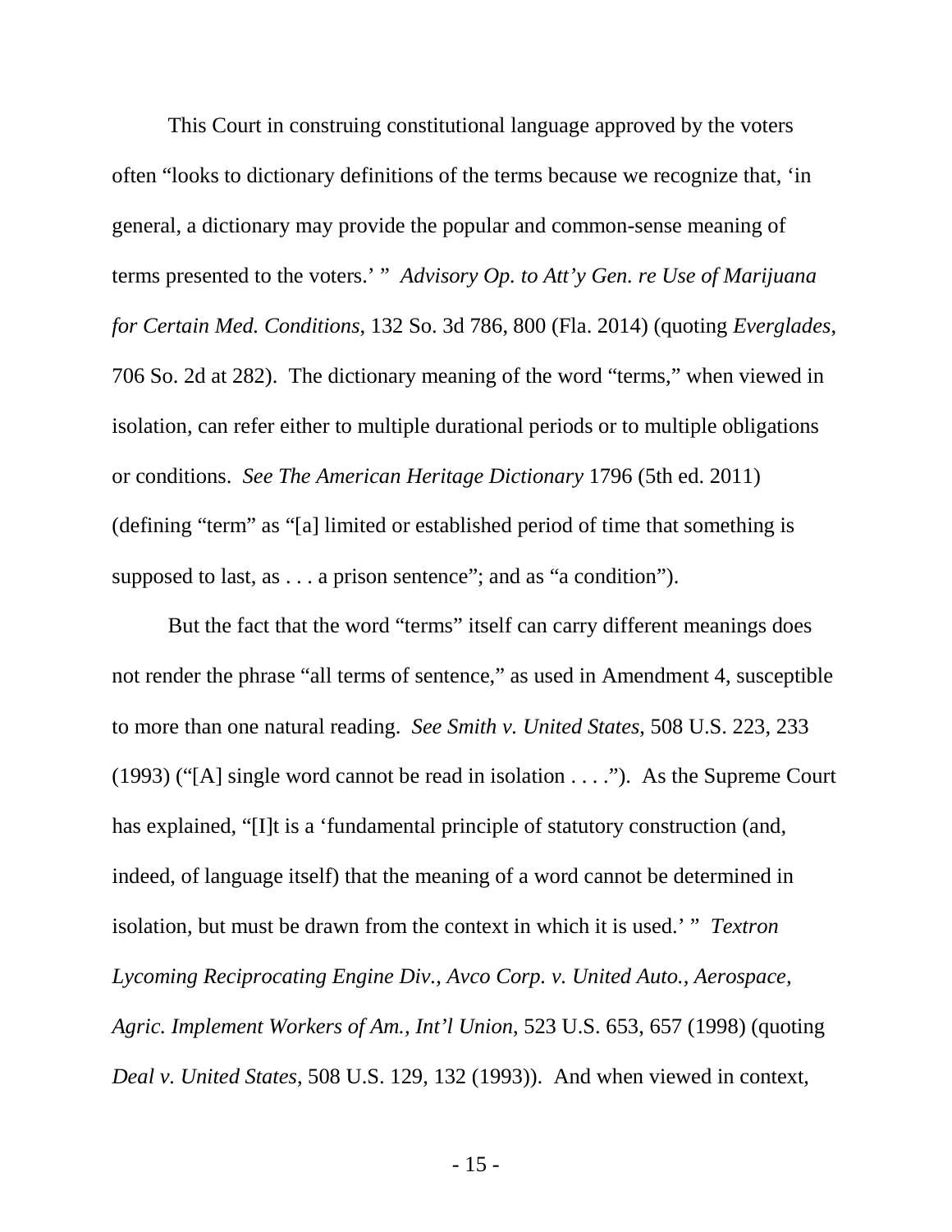This Court in construing constitutional language approved by the voters often "looks to dictionary definitions of the terms because we recognize that, 'in general, a dictionary may provide the popular and common-sense meaning of terms presented to the voters.' " *Advisory Op. to Att'y Gen. re Use of Marijuana for Certain Med. Conditions*, 132 So. 3d 786, 800 (Fla. 2014) (quoting *Everglades*, 706 So. 2d at 282). The dictionary meaning of the word "terms," when viewed in isolation, can refer either to multiple durational periods or to multiple obligations or conditions. *See The American Heritage Dictionary* 1796 (5th ed. 2011) (defining "term" as "[a] limited or established period of time that something is supposed to last, as . . . a prison sentence"; and as "a condition").

But the fact that the word "terms" itself can carry different meanings does not render the phrase "all terms of sentence," as used in Amendment 4, susceptible to more than one natural reading. *See Smith v. United States*, 508 U.S. 223, 233 (1993) ("[A] single word cannot be read in isolation . . . ."). As the Supreme Court has explained, "[I]t is a 'fundamental principle of statutory construction (and, indeed, of language itself) that the meaning of a word cannot be determined in isolation, but must be drawn from the context in which it is used.' " *Textron Lycoming Reciprocating Engine Div., Avco Corp. v. United Auto., Aerospace, Agric. Implement Workers of Am., Int'l Union*, 523 U.S. 653, 657 (1998) (quoting *Deal v. United States*, 508 U.S. 129, 132 (1993)). And when viewed in context,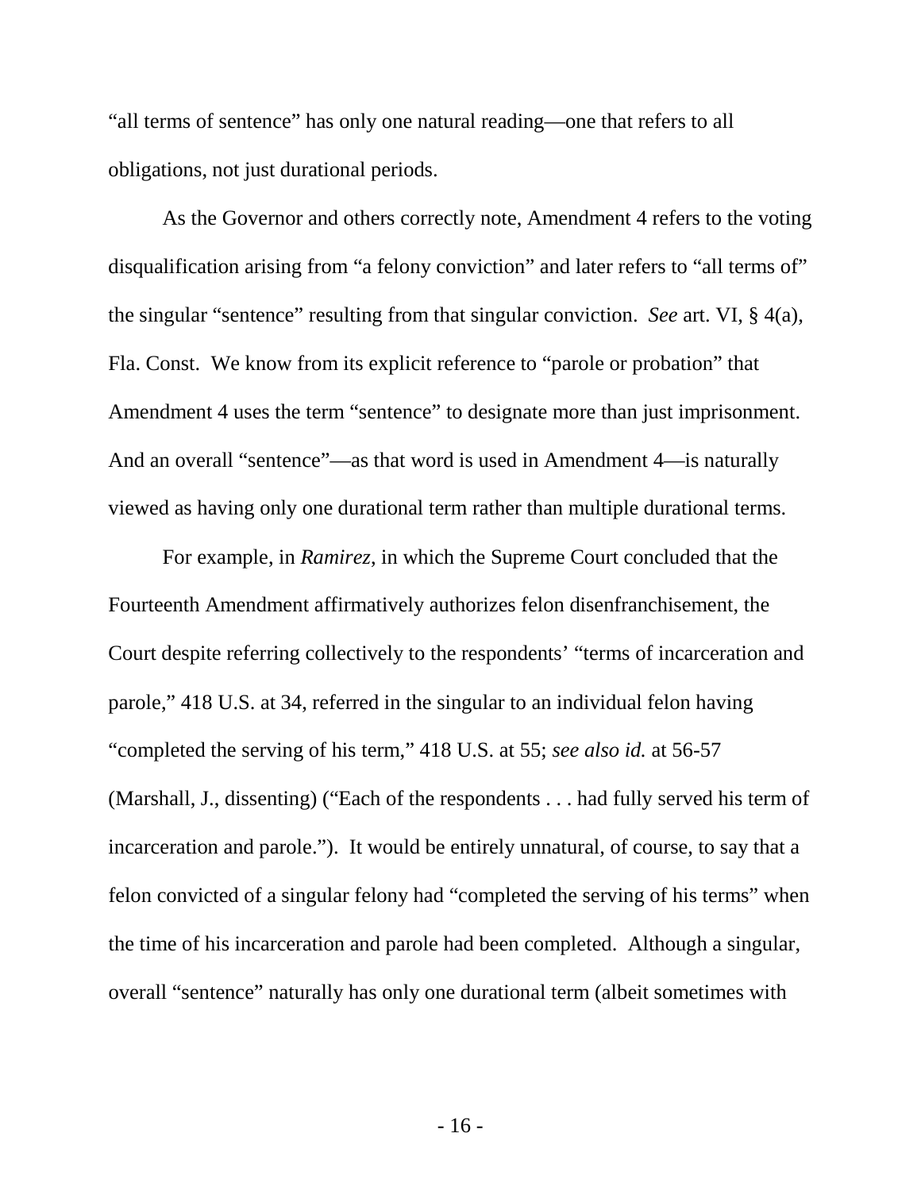"all terms of sentence" has only one natural reading—one that refers to all obligations, not just durational periods.

As the Governor and others correctly note, Amendment 4 refers to the voting disqualification arising from "a felony conviction" and later refers to "all terms of" the singular "sentence" resulting from that singular conviction. *See* art. VI, § 4(a), Fla. Const. We know from its explicit reference to "parole or probation" that Amendment 4 uses the term "sentence" to designate more than just imprisonment. And an overall "sentence"—as that word is used in Amendment 4—is naturally viewed as having only one durational term rather than multiple durational terms.

For example, in *Ramirez*, in which the Supreme Court concluded that the Fourteenth Amendment affirmatively authorizes felon disenfranchisement, the Court despite referring collectively to the respondents' "terms of incarceration and parole," 418 U.S. at 34, referred in the singular to an individual felon having "completed the serving of his term," 418 U.S. at 55; *see also id.* at 56-57 (Marshall, J., dissenting) ("Each of the respondents . . . had fully served his term of incarceration and parole."). It would be entirely unnatural, of course, to say that a felon convicted of a singular felony had "completed the serving of his terms" when the time of his incarceration and parole had been completed. Although a singular, overall "sentence" naturally has only one durational term (albeit sometimes with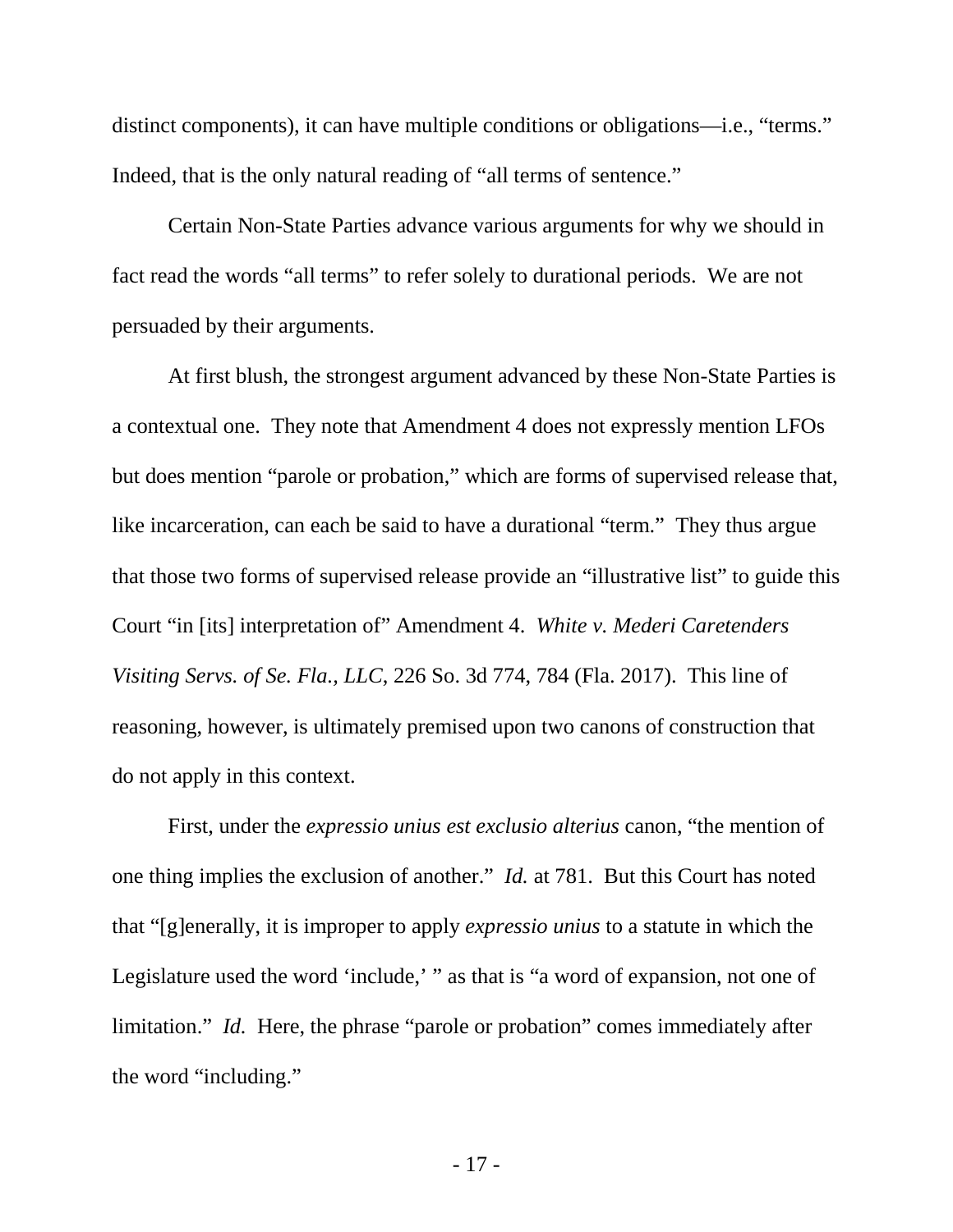distinct components), it can have multiple conditions or obligations—i.e., "terms." Indeed, that is the only natural reading of "all terms of sentence."

Certain Non-State Parties advance various arguments for why we should in fact read the words "all terms" to refer solely to durational periods. We are not persuaded by their arguments.

At first blush, the strongest argument advanced by these Non-State Parties is a contextual one. They note that Amendment 4 does not expressly mention LFOs but does mention "parole or probation," which are forms of supervised release that, like incarceration, can each be said to have a durational "term." They thus argue that those two forms of supervised release provide an "illustrative list" to guide this Court "in [its] interpretation of" Amendment 4. *White v. Mederi Caretenders Visiting Servs. of Se. Fla., LLC*, 226 So. 3d 774, 784 (Fla. 2017). This line of reasoning, however, is ultimately premised upon two canons of construction that do not apply in this context.

First, under the *expressio unius est exclusio alterius* canon, "the mention of one thing implies the exclusion of another." *Id.* at 781. But this Court has noted that "[g]enerally, it is improper to apply *expressio unius* to a statute in which the Legislature used the word 'include,' " as that is "a word of expansion, not one of limitation." *Id.* Here, the phrase "parole or probation" comes immediately after the word "including."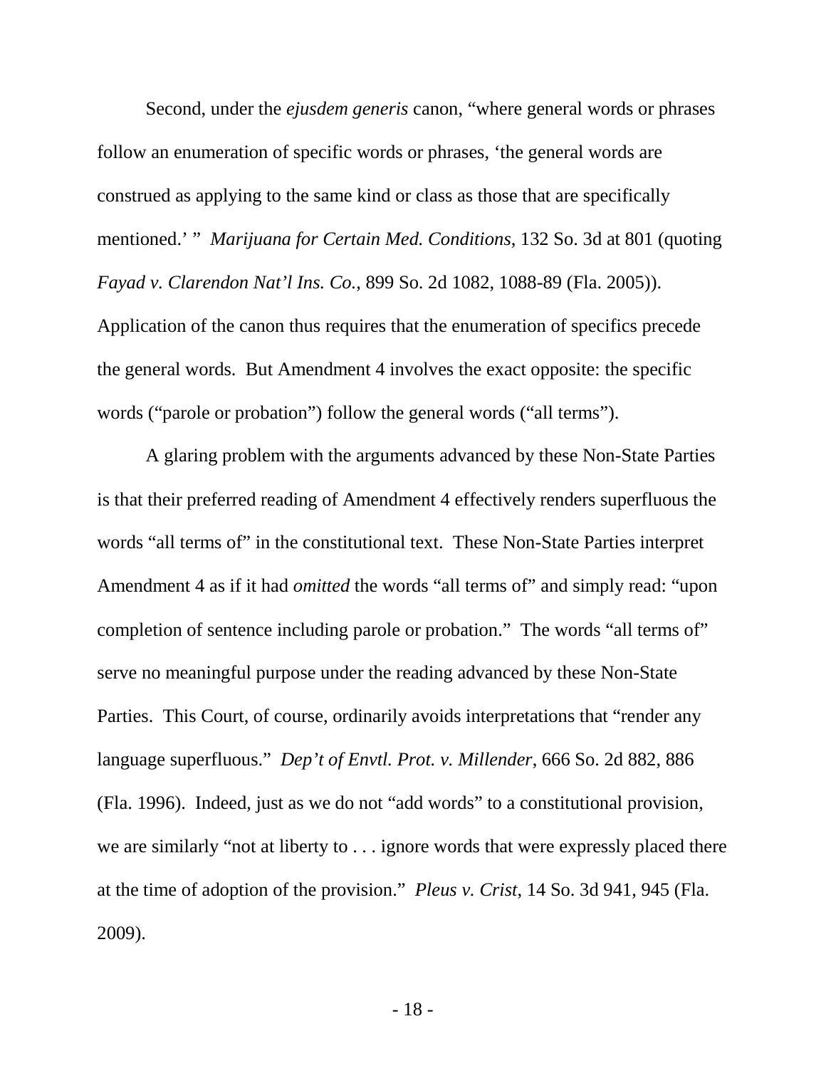Second, under the *ejusdem generis* canon, "where general words or phrases follow an enumeration of specific words or phrases, 'the general words are construed as applying to the same kind or class as those that are specifically mentioned.' " *Marijuana for Certain Med. Conditions*, 132 So. 3d at 801 (quoting *Fayad v. Clarendon Nat'l Ins. Co.*, 899 So. 2d 1082, 1088-89 (Fla. 2005)). Application of the canon thus requires that the enumeration of specifics precede the general words. But Amendment 4 involves the exact opposite: the specific words ("parole or probation") follow the general words ("all terms").

A glaring problem with the arguments advanced by these Non-State Parties is that their preferred reading of Amendment 4 effectively renders superfluous the words "all terms of" in the constitutional text. These Non-State Parties interpret Amendment 4 as if it had *omitted* the words "all terms of" and simply read: "upon completion of sentence including parole or probation." The words "all terms of" serve no meaningful purpose under the reading advanced by these Non-State Parties. This Court, of course, ordinarily avoids interpretations that "render any language superfluous." *Dep't of Envtl. Prot. v. Millender*, 666 So. 2d 882, 886 (Fla. 1996). Indeed, just as we do not "add words" to a constitutional provision, we are similarly "not at liberty to . . . ignore words that were expressly placed there at the time of adoption of the provision." *Pleus v. Crist*, 14 So. 3d 941, 945 (Fla. 2009).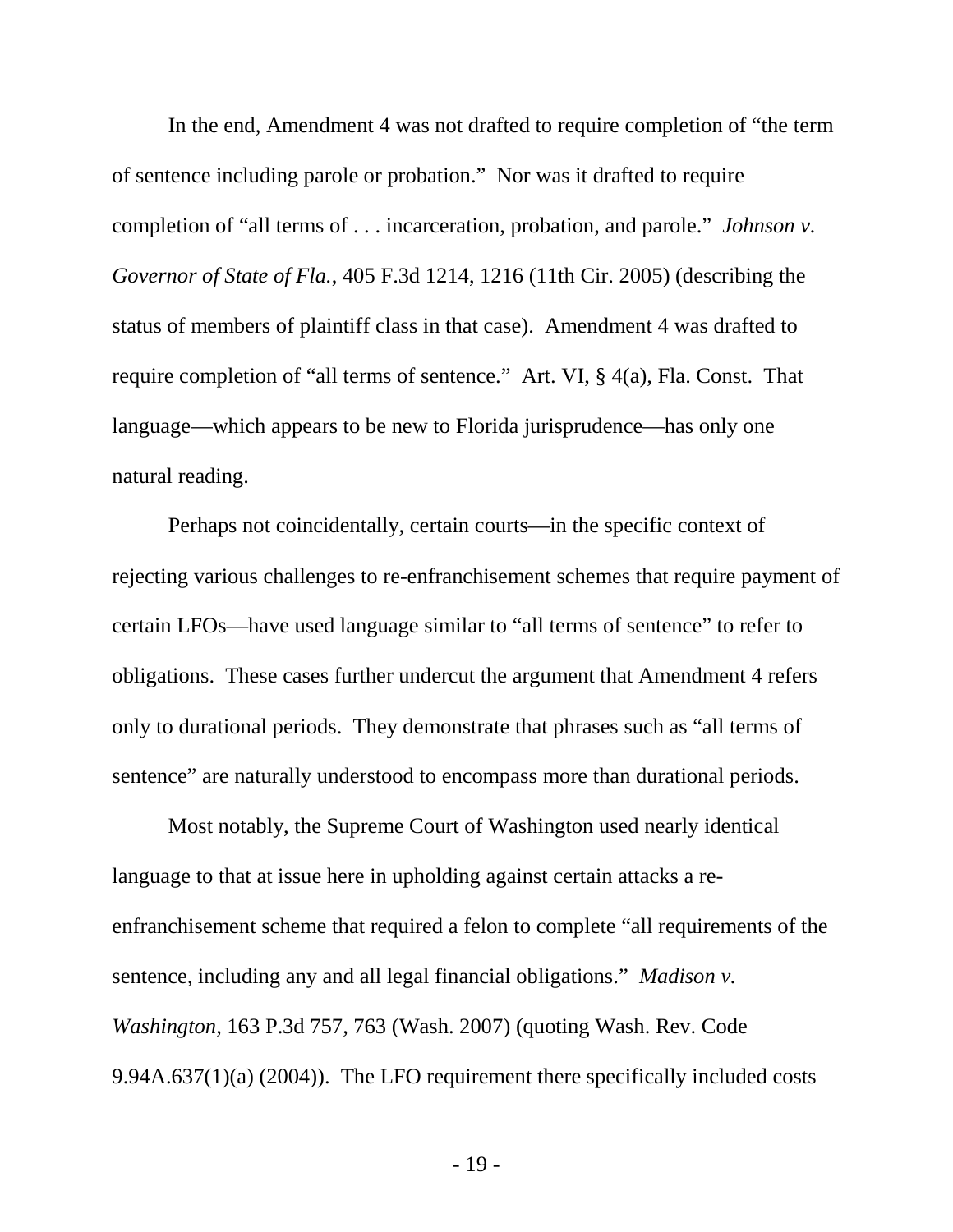In the end, Amendment 4 was not drafted to require completion of "the term of sentence including parole or probation." Nor was it drafted to require completion of "all terms of . . . incarceration, probation, and parole." *Johnson v. Governor of State of Fla.*, 405 F.3d 1214, 1216 (11th Cir. 2005) (describing the status of members of plaintiff class in that case). Amendment 4 was drafted to require completion of "all terms of sentence." Art. VI, § 4(a), Fla. Const. That language—which appears to be new to Florida jurisprudence—has only one natural reading.

Perhaps not coincidentally, certain courts—in the specific context of rejecting various challenges to re-enfranchisement schemes that require payment of certain LFOs—have used language similar to "all terms of sentence" to refer to obligations. These cases further undercut the argument that Amendment 4 refers only to durational periods. They demonstrate that phrases such as "all terms of sentence" are naturally understood to encompass more than durational periods.

Most notably, the Supreme Court of Washington used nearly identical language to that at issue here in upholding against certain attacks a re-enfranchisement scheme that required a felon to complete "all requirements of the sentence, including any and all legal financial obligations." *Madison v. Washington*, 163 P.3d 757, 763 (Wash. 2007) (quoting Wash. Rev. Code 9.94A.637(1)(a) (2004)). The LFO requirement there specifically included costs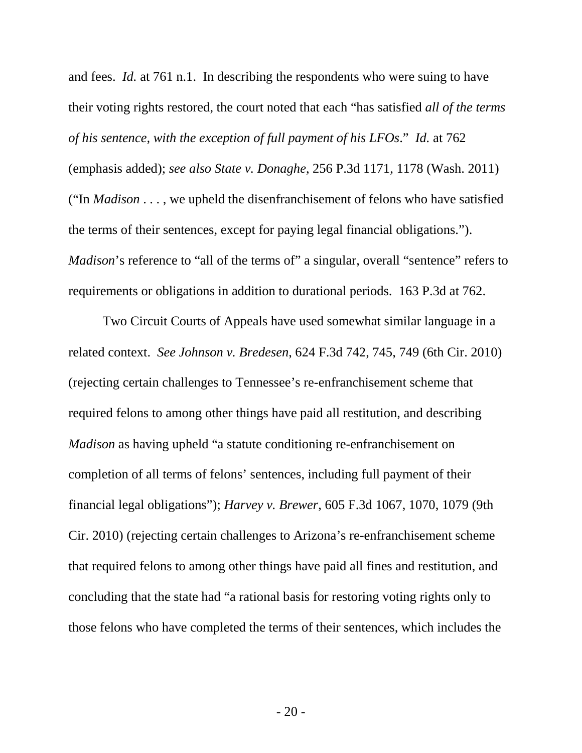and fees. *Id.* at 761 n.1. In describing the respondents who were suing to have their voting rights restored, the court noted that each "has satisfied *all of the terms of his sentence, with the exception of full payment of his LFOs*." *Id.* at 762 (emphasis added); *see also State v. Donaghe*, 256 P.3d 1171, 1178 (Wash. 2011) ("In *Madison* . . . , we upheld the disenfranchisement of felons who have satisfied the terms of their sentences, except for paying legal financial obligations."). *Madison*'s reference to "all of the terms of" a singular, overall "sentence" refers to requirements or obligations in addition to durational periods. 163 P.3d at 762.

Two Circuit Courts of Appeals have used somewhat similar language in a related context. *See Johnson v. Bredesen*, 624 F.3d 742, 745, 749 (6th Cir. 2010) (rejecting certain challenges to Tennessee's re-enfranchisement scheme that required felons to among other things have paid all restitution, and describing *Madison* as having upheld "a statute conditioning re-enfranchisement on completion of all terms of felons' sentences, including full payment of their financial legal obligations"); *Harvey v. Brewer*, 605 F.3d 1067, 1070, 1079 (9th Cir. 2010) (rejecting certain challenges to Arizona's re-enfranchisement scheme that required felons to among other things have paid all fines and restitution, and concluding that the state had "a rational basis for restoring voting rights only to those felons who have completed the terms of their sentences, which includes the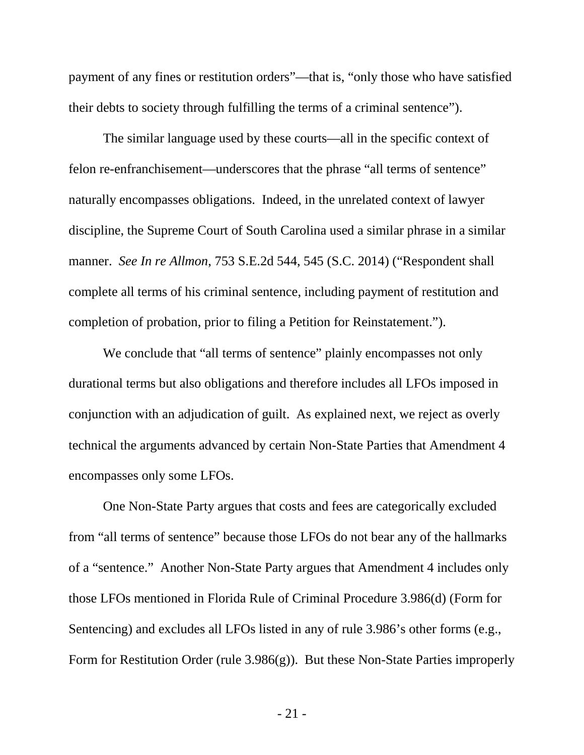payment of any fines or restitution orders"—that is, "only those who have satisfied their debts to society through fulfilling the terms of a criminal sentence").

The similar language used by these courts—all in the specific context of felon re-enfranchisement—underscores that the phrase "all terms of sentence" naturally encompasses obligations. Indeed, in the unrelated context of lawyer discipline, the Supreme Court of South Carolina used a similar phrase in a similar manner. *See In re Allmon*, 753 S.E.2d 544, 545 (S.C. 2014) ("Respondent shall complete all terms of his criminal sentence, including payment of restitution and completion of probation, prior to filing a Petition for Reinstatement.").

We conclude that "all terms of sentence" plainly encompasses not only durational terms but also obligations and therefore includes all LFOs imposed in conjunction with an adjudication of guilt. As explained next, we reject as overly technical the arguments advanced by certain Non-State Parties that Amendment 4 encompasses only some LFOs.

One Non-State Party argues that costs and fees are categorically excluded from "all terms of sentence" because those LFOs do not bear any of the hallmarks of a "sentence." Another Non-State Party argues that Amendment 4 includes only those LFOs mentioned in Florida Rule of Criminal Procedure 3.986(d) (Form for Sentencing) and excludes all LFOs listed in any of rule 3.986's other forms (e.g., Form for Restitution Order (rule 3.986(g)). But these Non-State Parties improperly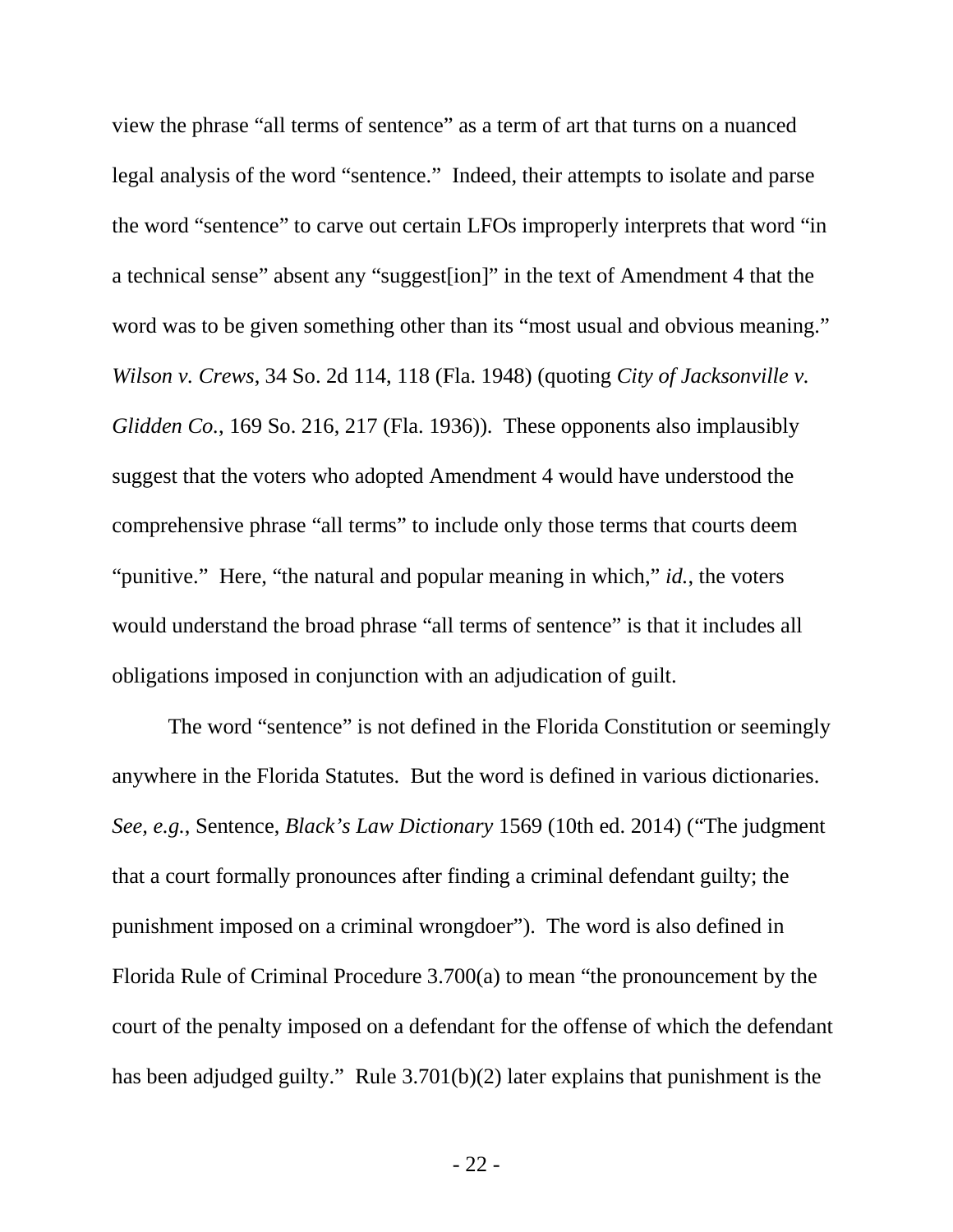view the phrase "all terms of sentence" as a term of art that turns on a nuanced legal analysis of the word "sentence." Indeed, their attempts to isolate and parse the word "sentence" to carve out certain LFOs improperly interprets that word "in a technical sense" absent any "suggest[ion]" in the text of Amendment 4 that the word was to be given something other than its "most usual and obvious meaning." *Wilson v. Crews*, 34 So. 2d 114, 118 (Fla. 1948) (quoting *City of Jacksonville v. Glidden Co.*, 169 So. 216, 217 (Fla. 1936)). These opponents also implausibly suggest that the voters who adopted Amendment 4 would have understood the comprehensive phrase "all terms" to include only those terms that courts deem "punitive." Here, "the natural and popular meaning in which," *id.*, the voters would understand the broad phrase "all terms of sentence" is that it includes all obligations imposed in conjunction with an adjudication of guilt.

The word "sentence" is not defined in the Florida Constitution or seemingly anywhere in the Florida Statutes. But the word is defined in various dictionaries. *See, e.g.*, Sentence, *Black's Law Dictionary* 1569 (10th ed. 2014) ("The judgment that a court formally pronounces after finding a criminal defendant guilty; the punishment imposed on a criminal wrongdoer"). The word is also defined in Florida Rule of Criminal Procedure 3.700(a) to mean "the pronouncement by the court of the penalty imposed on a defendant for the offense of which the defendant has been adjudged guilty." Rule 3.701(b)(2) later explains that punishment is the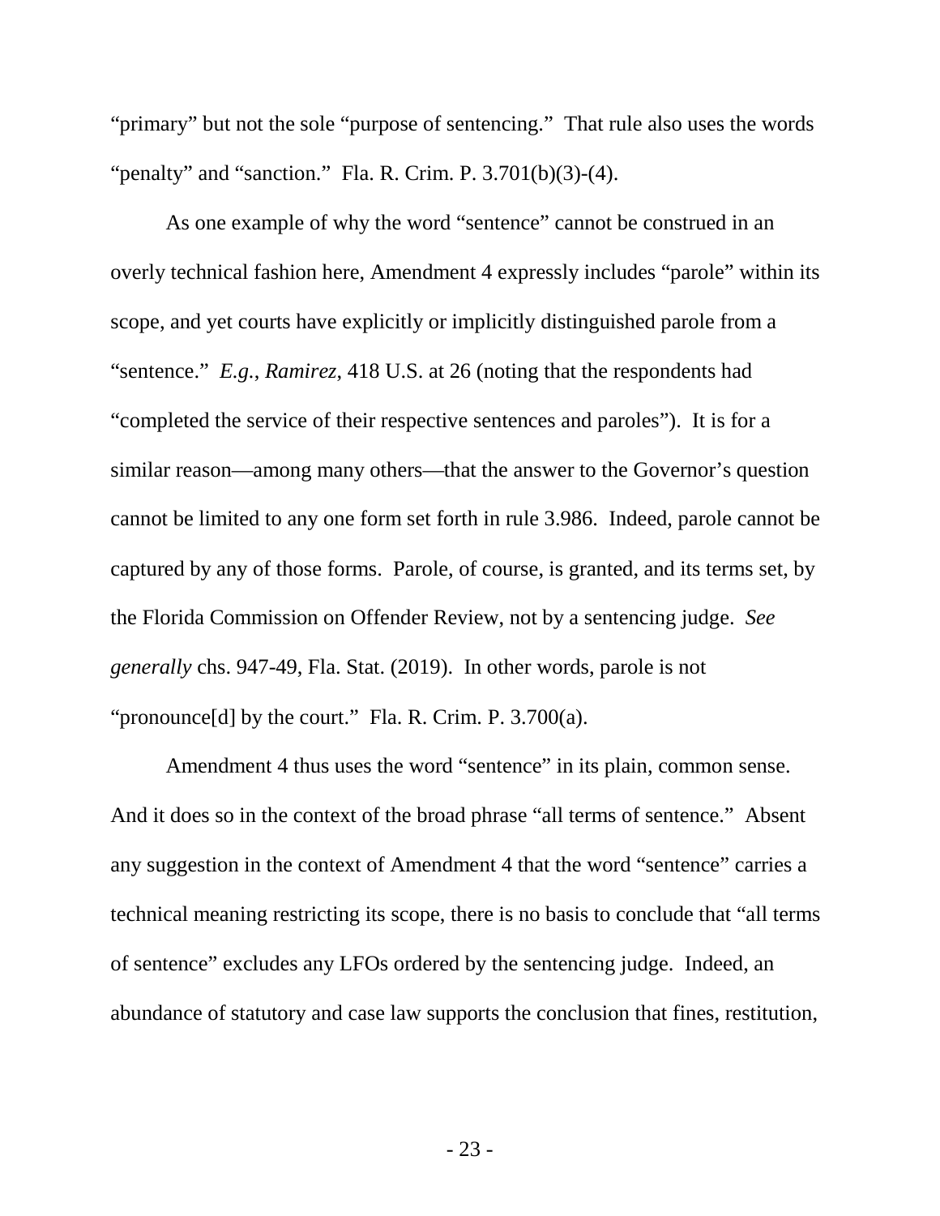"primary" but not the sole "purpose of sentencing." That rule also uses the words "penalty" and "sanction." Fla. R. Crim. P. 3.701(b)(3)-(4).

As one example of why the word "sentence" cannot be construed in an overly technical fashion here, Amendment 4 expressly includes "parole" within its scope, and yet courts have explicitly or implicitly distinguished parole from a "sentence." *E.g.*, *Ramirez*, 418 U.S. at 26 (noting that the respondents had "completed the service of their respective sentences and paroles"). It is for a similar reason—among many others—that the answer to the Governor's question cannot be limited to any one form set forth in rule 3.986. Indeed, parole cannot be captured by any of those forms. Parole, of course, is granted, and its terms set, by the Florida Commission on Offender Review, not by a sentencing judge. *See generally* chs. 947-49, Fla. Stat. (2019). In other words, parole is not "pronounce[d] by the court." Fla. R. Crim. P. 3.700(a).

Amendment 4 thus uses the word "sentence" in its plain, common sense. And it does so in the context of the broad phrase "all terms of sentence." Absent any suggestion in the context of Amendment 4 that the word "sentence" carries a technical meaning restricting its scope, there is no basis to conclude that "all terms of sentence" excludes any LFOs ordered by the sentencing judge. Indeed, an abundance of statutory and case law supports the conclusion that fines, restitution,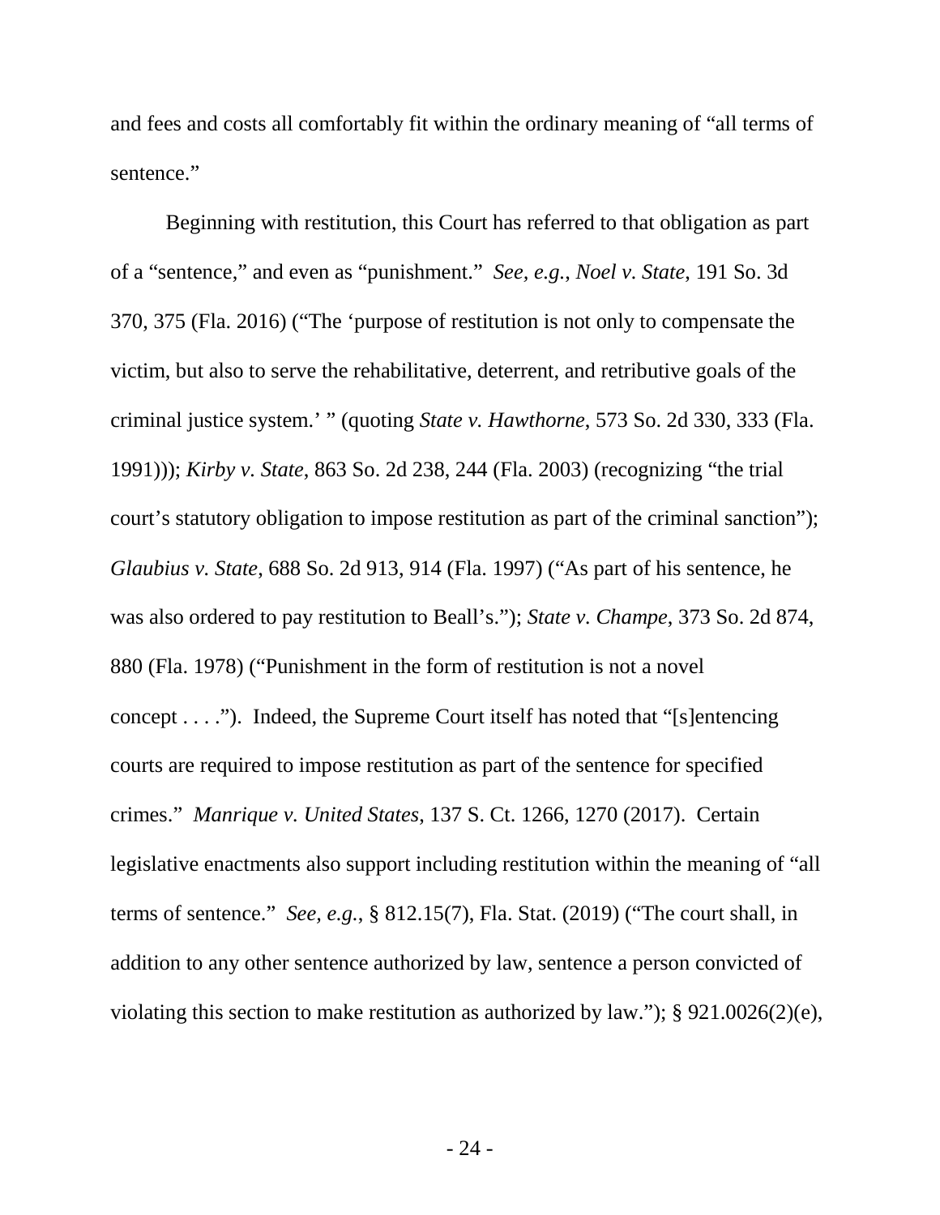and fees and costs all comfortably fit within the ordinary meaning of "all terms of sentence."

Beginning with restitution, this Court has referred to that obligation as part of a "sentence," and even as "punishment." *See, e.g.*, *Noel v. State*, 191 So. 3d 370, 375 (Fla. 2016) ("The 'purpose of restitution is not only to compensate the victim, but also to serve the rehabilitative, deterrent, and retributive goals of the criminal justice system.' " (quoting *State v. Hawthorne*, 573 So. 2d 330, 333 (Fla. 1991))); *Kirby v. State*, 863 So. 2d 238, 244 (Fla. 2003) (recognizing "the trial court's statutory obligation to impose restitution as part of the criminal sanction"); *Glaubius v. State*, 688 So. 2d 913, 914 (Fla. 1997) ("As part of his sentence, he was also ordered to pay restitution to Beall's."); *State v. Champe*, 373 So. 2d 874, 880 (Fla. 1978) ("Punishment in the form of restitution is not a novel concept . . . ."). Indeed, the Supreme Court itself has noted that "[s]entencing courts are required to impose restitution as part of the sentence for specified crimes." *Manrique v. United States*, 137 S. Ct. 1266, 1270 (2017). Certain legislative enactments also support including restitution within the meaning of "all terms of sentence." *See, e.g.*, § 812.15(7), Fla. Stat. (2019) ("The court shall, in addition to any other sentence authorized by law, sentence a person convicted of violating this section to make restitution as authorized by law."); § 921.0026(2)(e),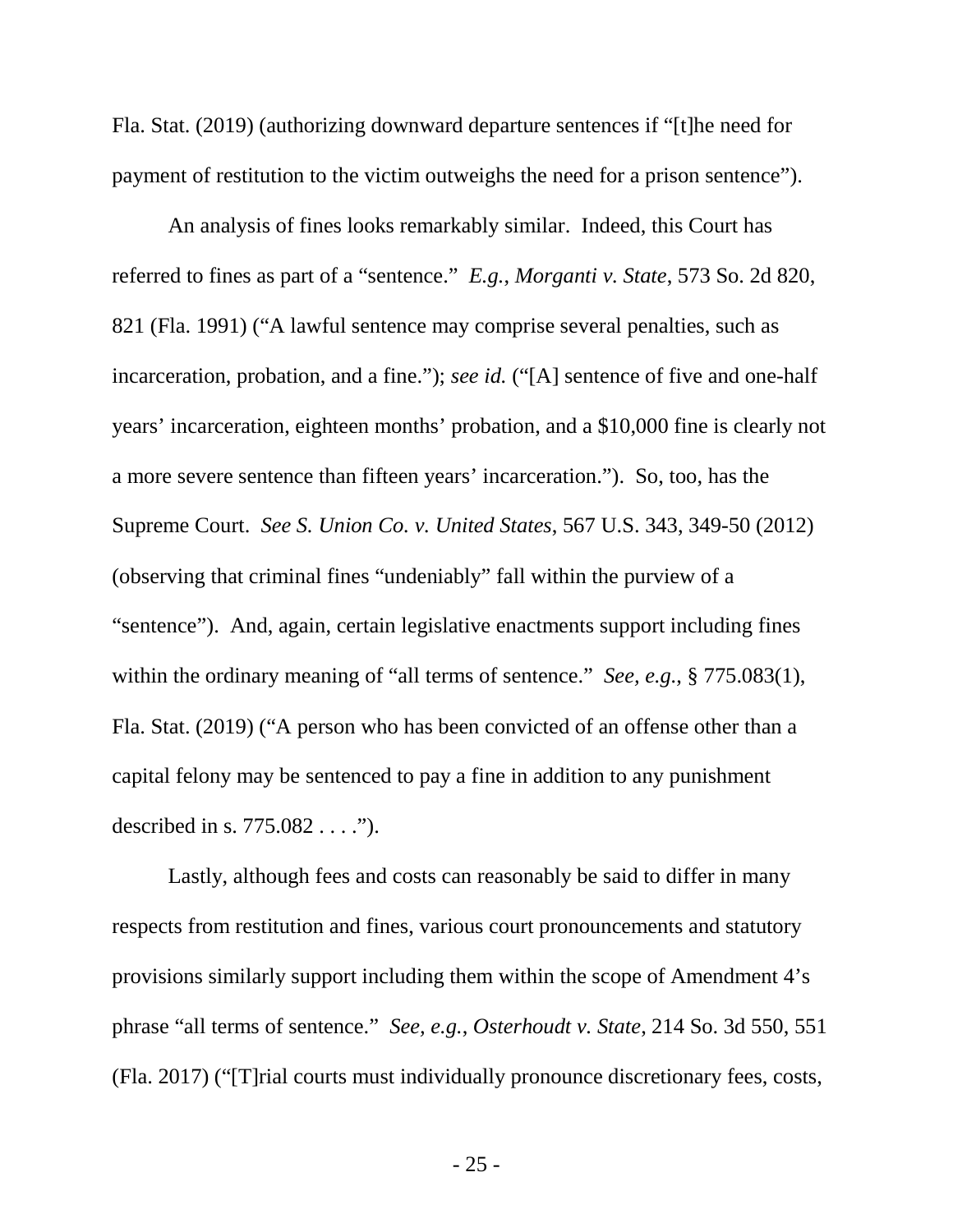Fla. Stat. (2019) (authorizing downward departure sentences if "[t]he need for payment of restitution to the victim outweighs the need for a prison sentence").

An analysis of fines looks remarkably similar. Indeed, this Court has referred to fines as part of a "sentence." *E.g.*, *Morganti v. State*, 573 So. 2d 820, 821 (Fla. 1991) ("A lawful sentence may comprise several penalties, such as incarceration, probation, and a fine."); *see id.* ("[A] sentence of five and one-half years' incarceration, eighteen months' probation, and a $10,000 fine is clearly not a more severe sentence than fifteen years' incarceration."). So, too, has the Supreme Court. *See S. Union Co. v. United States*, 567 U.S. 343, 349-50 (2012) (observing that criminal fines "undeniably" fall within the purview of a "sentence"). And, again, certain legislative enactments support including fines within the ordinary meaning of "all terms of sentence." *See, e.g.*, § 775.083(1), Fla. Stat. (2019) ("A person who has been convicted of an offense other than a capital felony may be sentenced to pay a fine in addition to any punishment described in s. 775.082 . . . .").

Lastly, although fees and costs can reasonably be said to differ in many respects from restitution and fines, various court pronouncements and statutory provisions similarly support including them within the scope of Amendment 4's phrase "all terms of sentence." *See, e.g.*, *Osterhoudt v. State*, 214 So. 3d 550, 551 (Fla. 2017) ("[T]rial courts must individually pronounce discretionary fees, costs,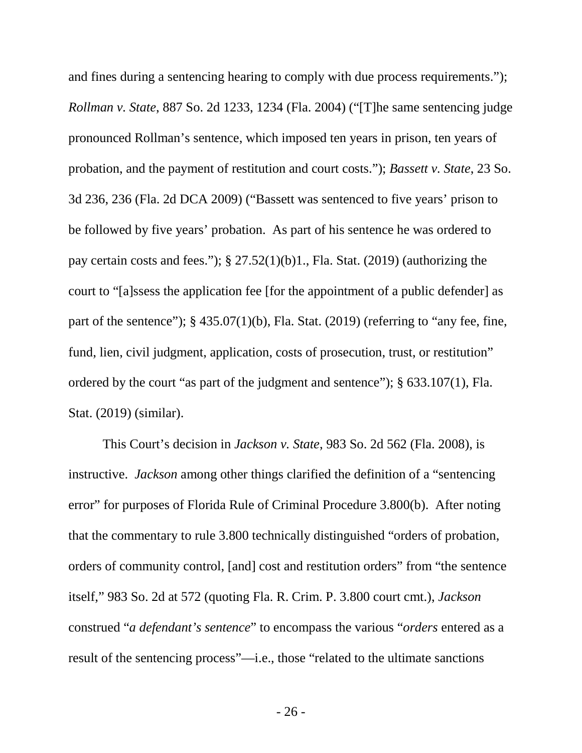and fines during a sentencing hearing to comply with due process requirements."); *Rollman v. State*, 887 So. 2d 1233, 1234 (Fla. 2004) ("[T]he same sentencing judge pronounced Rollman's sentence, which imposed ten years in prison, ten years of probation, and the payment of restitution and court costs."); *Bassett v. State*, 23 So. 3d 236, 236 (Fla. 2d DCA 2009) ("Bassett was sentenced to five years' prison to be followed by five years' probation. As part of his sentence he was ordered to pay certain costs and fees."); § 27.52(1)(b)1., Fla. Stat. (2019) (authorizing the court to "[a]ssess the application fee [for the appointment of a public defender] as part of the sentence"); § 435.07(1)(b), Fla. Stat. (2019) (referring to "any fee, fine, fund, lien, civil judgment, application, costs of prosecution, trust, or restitution" ordered by the court "as part of the judgment and sentence"); § 633.107(1), Fla. Stat. (2019) (similar).

This Court's decision in *Jackson v. State*, 983 So. 2d 562 (Fla. 2008), is instructive. *Jackson* among other things clarified the definition of a "sentencing error" for purposes of Florida Rule of Criminal Procedure 3.800(b). After noting that the commentary to rule 3.800 technically distinguished "orders of probation, orders of community control, [and] cost and restitution orders" from "the sentence itself," 983 So. 2d at 572 (quoting Fla. R. Crim. P. 3.800 court cmt.), *Jackson* construed "*a defendant's sentence*" to encompass the various "*orders* entered as a result of the sentencing process"—i.e., those "related to the ultimate sanctions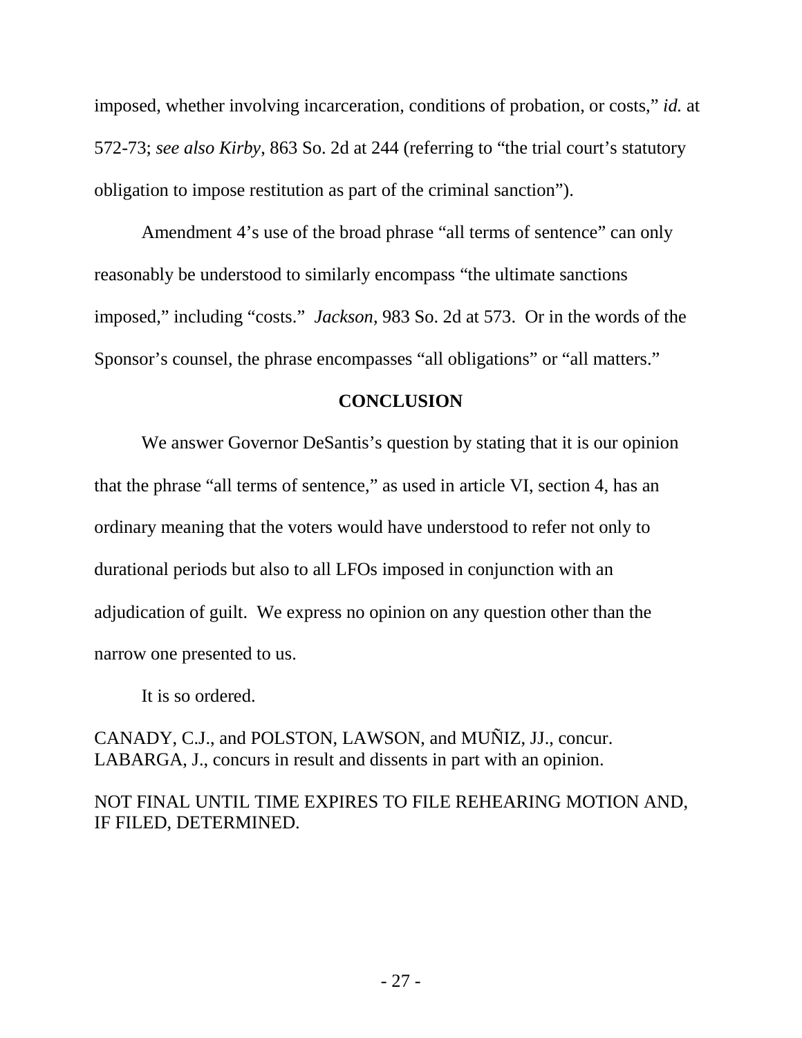imposed, whether involving incarceration, conditions of probation, or costs," *id.* at 572-73; *see also Kirby*, 863 So. 2d at 244 (referring to "the trial court's statutory obligation to impose restitution as part of the criminal sanction").

Amendment 4's use of the broad phrase "all terms of sentence" can only reasonably be understood to similarly encompass "the ultimate sanctions imposed," including "costs." *Jackson*, 983 So. 2d at 573. Or in the words of the Sponsor's counsel, the phrase encompasses "all obligations" or "all matters."

**CONCLUSION**

We answer Governor DeSantis's question by stating that it is our opinion that the phrase "all terms of sentence," as used in article VI, section 4, has an ordinary meaning that the voters would have understood to refer not only to durational periods but also to all LFOs imposed in conjunction with an adjudication of guilt. We express no opinion on any question other than the narrow one presented to us.

It is so ordered.

CANADY, C.J., and POLSTON, LAWSON, and MUÑIZ, JJ., concur.
LABARGA, J., concurs in result and dissents in part with an opinion.

NOT FINAL UNTIL TIME EXPIRES TO FILE REHEARING MOTION AND, IF FILED, DETERMINED.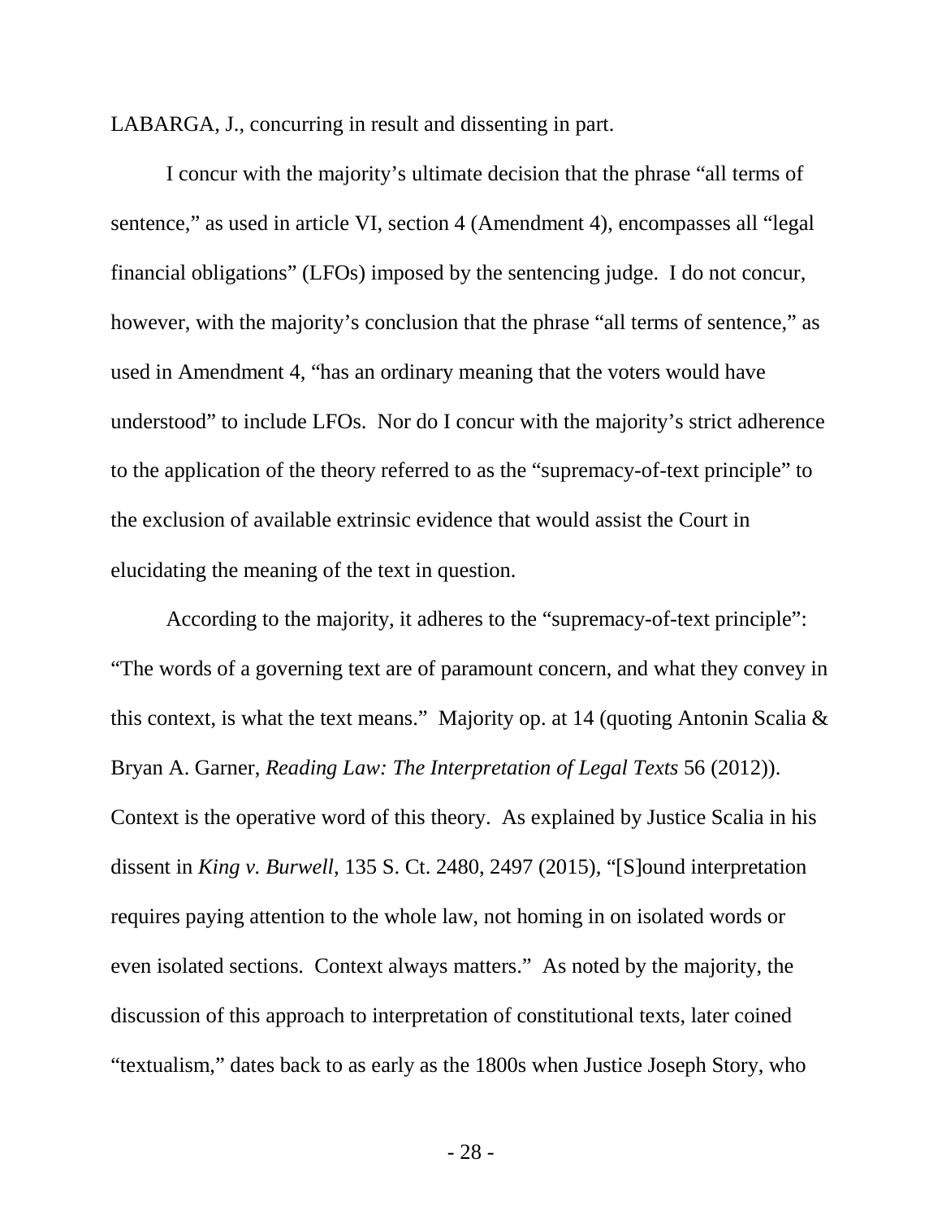LABARGA, J., concurring in result and dissenting in part.

I concur with the majority's ultimate decision that the phrase "all terms of sentence," as used in article VI, section 4 (Amendment 4), encompasses all "legal financial obligations" (LFOs) imposed by the sentencing judge. I do not concur, however, with the majority's conclusion that the phrase "all terms of sentence," as used in Amendment 4, "has an ordinary meaning that the voters would have understood" to include LFOs. Nor do I concur with the majority's strict adherence to the application of the theory referred to as the "supremacy-of-text principle" to the exclusion of available extrinsic evidence that would assist the Court in elucidating the meaning of the text in question.

According to the majority, it adheres to the "supremacy-of-text principle": "The words of a governing text are of paramount concern, and what they convey in this context, is what the text means." Majority op. at 14 (quoting Antonin Scalia & Bryan A. Garner, *Reading Law: The Interpretation of Legal Texts* 56 (2012)). Context is the operative word of this theory. As explained by Justice Scalia in his dissent in *King v. Burwell*, 135 S. Ct. 2480, 2497 (2015), "[S]ound interpretation requires paying attention to the whole law, not homing in on isolated words or even isolated sections. Context always matters." As noted by the majority, the discussion of this approach to interpretation of constitutional texts, later coined "textualism," dates back to as early as the 1800s when Justice Joseph Story, who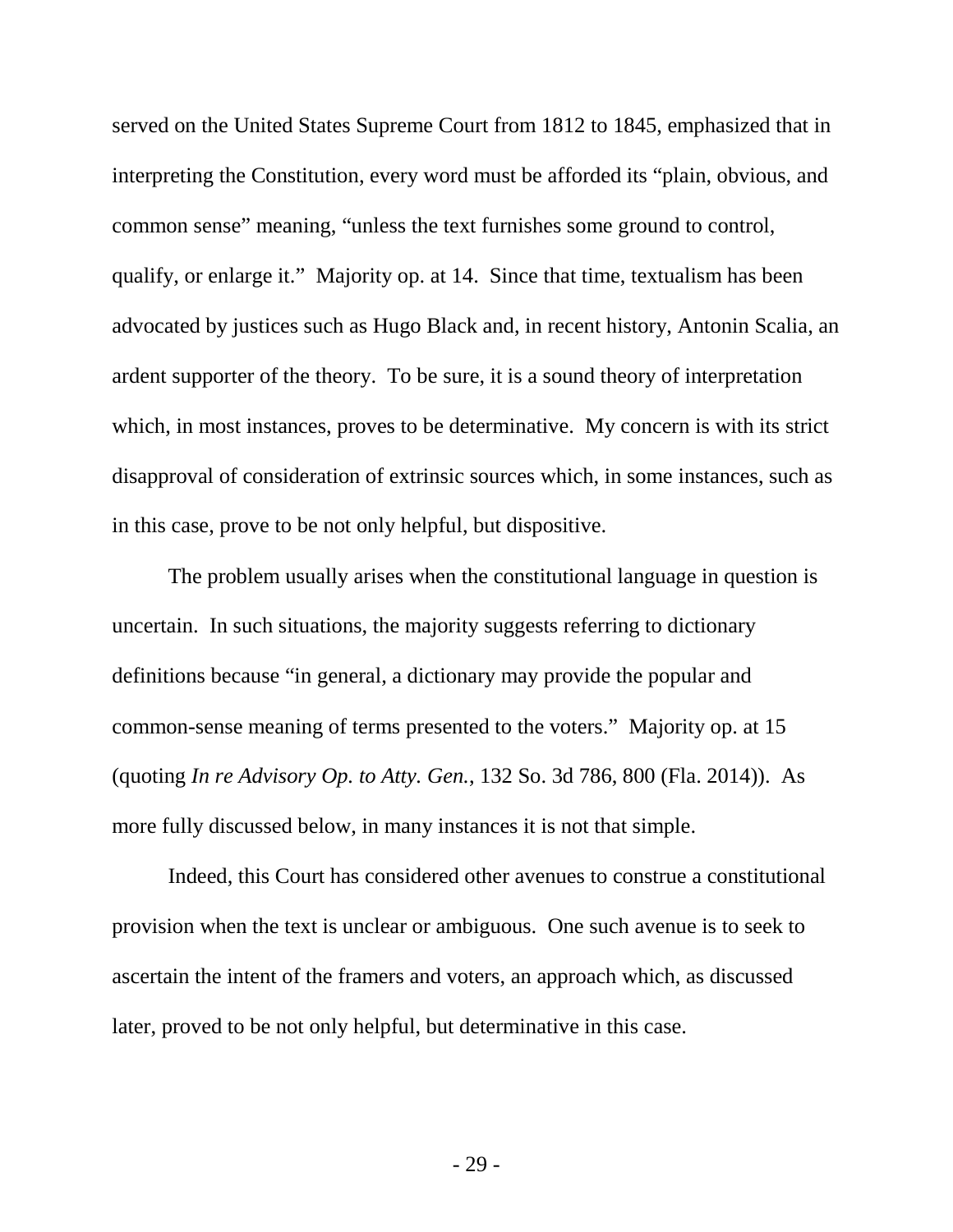served on the United States Supreme Court from 1812 to 1845, emphasized that in interpreting the Constitution, every word must be afforded its "plain, obvious, and common sense" meaning, "unless the text furnishes some ground to control, qualify, or enlarge it." Majority op. at 14. Since that time, textualism has been advocated by justices such as Hugo Black and, in recent history, Antonin Scalia, an ardent supporter of the theory. To be sure, it is a sound theory of interpretation which, in most instances, proves to be determinative. My concern is with its strict disapproval of consideration of extrinsic sources which, in some instances, such as in this case, prove to be not only helpful, but dispositive.

The problem usually arises when the constitutional language in question is uncertain. In such situations, the majority suggests referring to dictionary definitions because "in general, a dictionary may provide the popular and common-sense meaning of terms presented to the voters." Majority op. at 15 (quoting *In re Advisory Op. to Atty. Gen.*, 132 So. 3d 786, 800 (Fla. 2014)). As more fully discussed below, in many instances it is not that simple.

Indeed, this Court has considered other avenues to construe a constitutional provision when the text is unclear or ambiguous. One such avenue is to seek to ascertain the intent of the framers and voters, an approach which, as discussed later, proved to be not only helpful, but determinative in this case.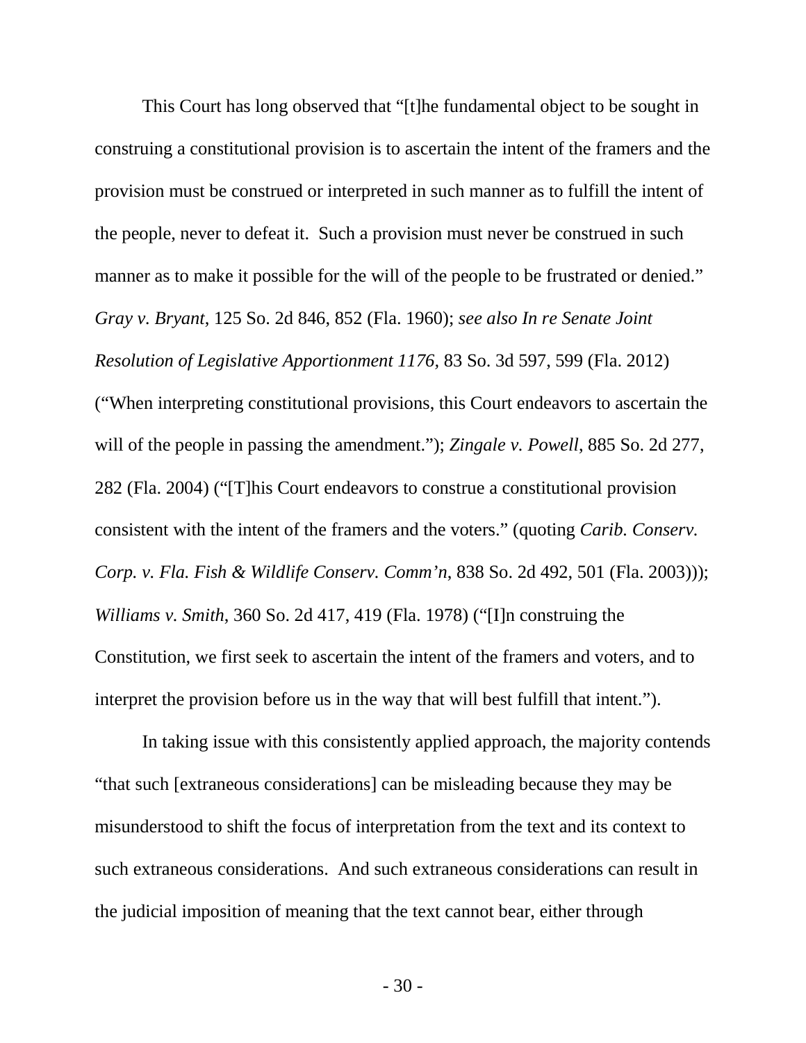This Court has long observed that "[t]he fundamental object to be sought in construing a constitutional provision is to ascertain the intent of the framers and the provision must be construed or interpreted in such manner as to fulfill the intent of the people, never to defeat it. Such a provision must never be construed in such manner as to make it possible for the will of the people to be frustrated or denied." *Gray v. Bryant*, 125 So. 2d 846, 852 (Fla. 1960); *see also In re Senate Joint Resolution of Legislative Apportionment 1176*, 83 So. 3d 597, 599 (Fla. 2012) ("When interpreting constitutional provisions, this Court endeavors to ascertain the will of the people in passing the amendment."); *Zingale v. Powell*, 885 So. 2d 277, 282 (Fla. 2004) ("[T]his Court endeavors to construe a constitutional provision consistent with the intent of the framers and the voters." (quoting *Carib. Conserv. Corp. v. Fla. Fish & Wildlife Conserv. Comm'n*, 838 So. 2d 492, 501 (Fla. 2003))); *Williams v. Smith*, 360 So. 2d 417, 419 (Fla. 1978) ("[I]n construing the Constitution, we first seek to ascertain the intent of the framers and voters, and to interpret the provision before us in the way that will best fulfill that intent.").

In taking issue with this consistently applied approach, the majority contends "that such [extraneous considerations] can be misleading because they may be misunderstood to shift the focus of interpretation from the text and its context to such extraneous considerations. And such extraneous considerations can result in the judicial imposition of meaning that the text cannot bear, either through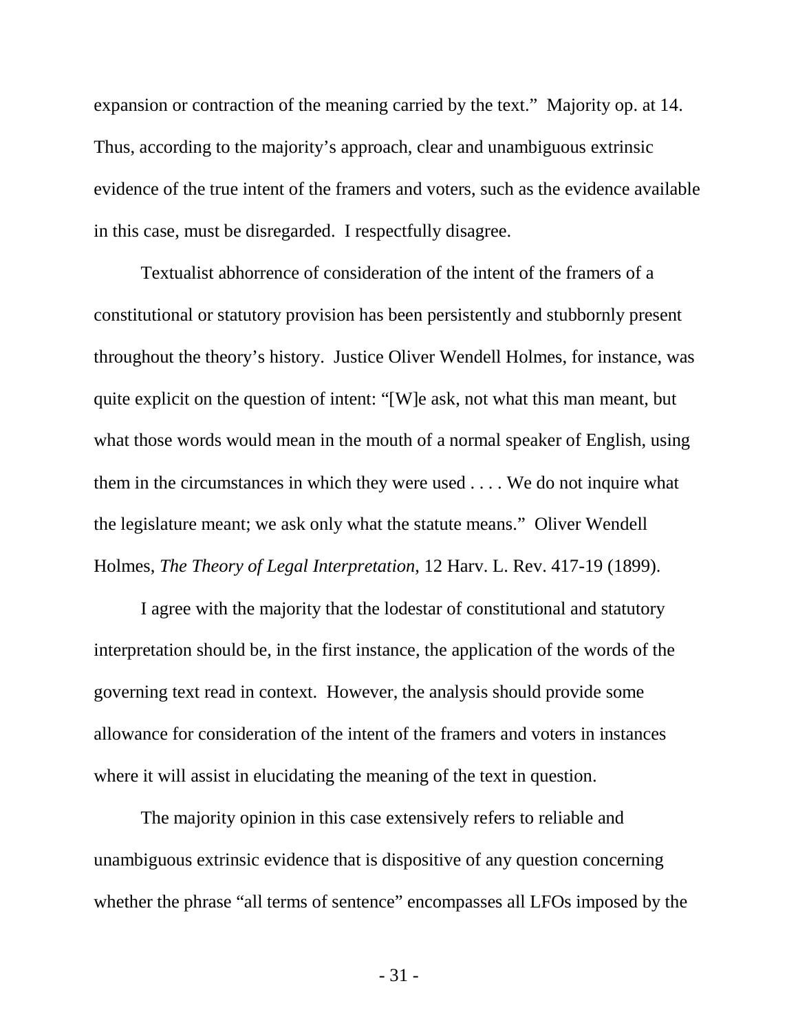expansion or contraction of the meaning carried by the text." Majority op. at 14. Thus, according to the majority's approach, clear and unambiguous extrinsic evidence of the true intent of the framers and voters, such as the evidence available in this case, must be disregarded. I respectfully disagree.

Textualist abhorrence of consideration of the intent of the framers of a constitutional or statutory provision has been persistently and stubbornly present throughout the theory's history. Justice Oliver Wendell Holmes, for instance, was quite explicit on the question of intent: "[W]e ask, not what this man meant, but what those words would mean in the mouth of a normal speaker of English, using them in the circumstances in which they were used . . . . We do not inquire what the legislature meant; we ask only what the statute means." Oliver Wendell Holmes, *The Theory of Legal Interpretation*, 12 Harv. L. Rev. 417-19 (1899).

I agree with the majority that the lodestar of constitutional and statutory interpretation should be, in the first instance, the application of the words of the governing text read in context. However, the analysis should provide some allowance for consideration of the intent of the framers and voters in instances where it will assist in elucidating the meaning of the text in question.

The majority opinion in this case extensively refers to reliable and unambiguous extrinsic evidence that is dispositive of any question concerning whether the phrase "all terms of sentence" encompasses all LFOs imposed by the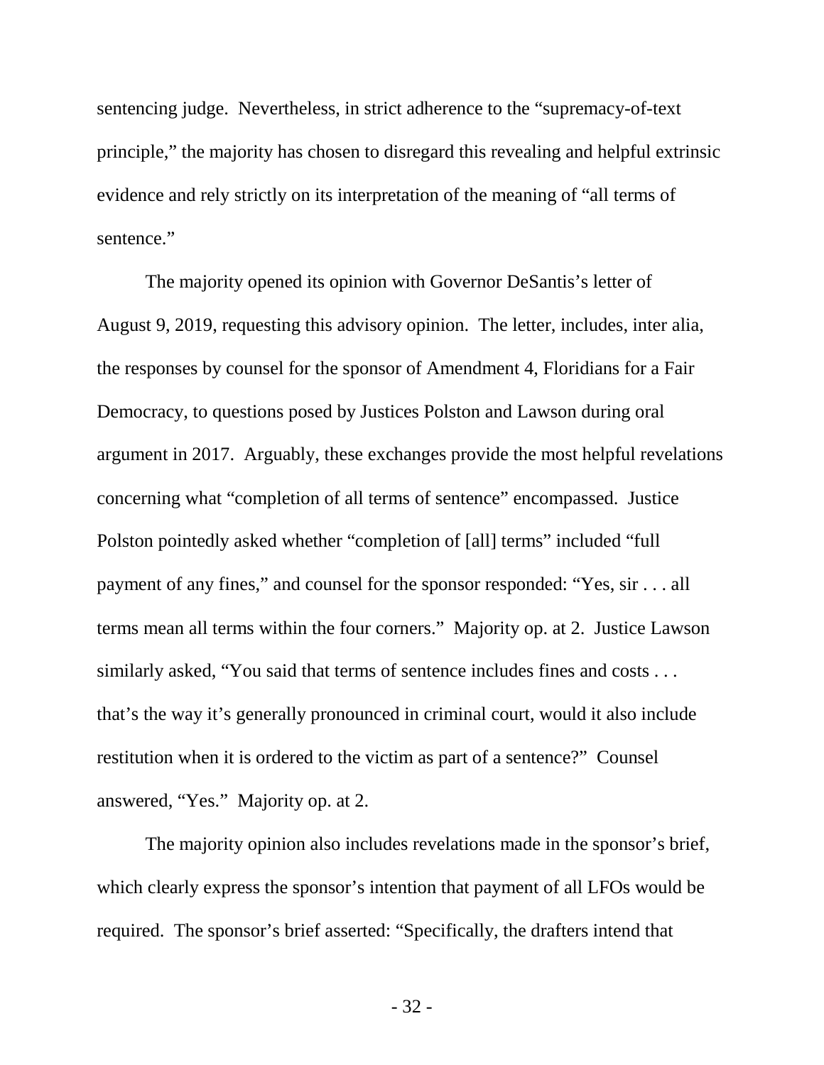sentencing judge. Nevertheless, in strict adherence to the "supremacy-of-text principle," the majority has chosen to disregard this revealing and helpful extrinsic evidence and rely strictly on its interpretation of the meaning of "all terms of sentence."

The majority opened its opinion with Governor DeSantis's letter of August 9, 2019, requesting this advisory opinion. The letter, includes, inter alia, the responses by counsel for the sponsor of Amendment 4, Floridians for a Fair Democracy, to questions posed by Justices Polston and Lawson during oral argument in 2017. Arguably, these exchanges provide the most helpful revelations concerning what "completion of all terms of sentence" encompassed. Justice Polston pointedly asked whether "completion of [all] terms" included "full payment of any fines," and counsel for the sponsor responded: "Yes, sir . . . all terms mean all terms within the four corners." Majority op. at 2. Justice Lawson similarly asked, "You said that terms of sentence includes fines and costs . . . that's the way it's generally pronounced in criminal court, would it also include restitution when it is ordered to the victim as part of a sentence?" Counsel answered, "Yes." Majority op. at 2.

The majority opinion also includes revelations made in the sponsor's brief, which clearly express the sponsor's intention that payment of all LFOs would be required. The sponsor's brief asserted: "Specifically, the drafters intend that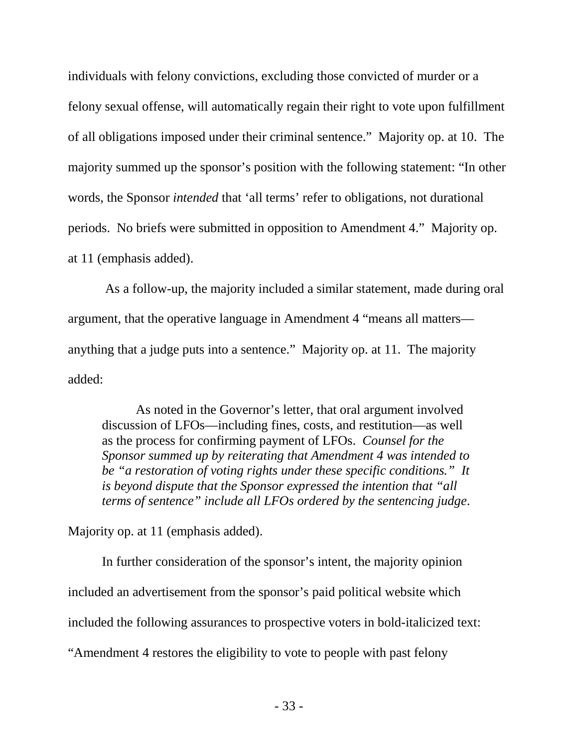individuals with felony convictions, excluding those convicted of murder or a felony sexual offense, will automatically regain their right to vote upon fulfillment of all obligations imposed under their criminal sentence." Majority op. at 10. The majority summed up the sponsor's position with the following statement: "In other words, the Sponsor *intended* that 'all terms' refer to obligations, not durational periods. No briefs were submitted in opposition to Amendment 4." Majority op. at 11 (emphasis added).

As a follow-up, the majority included a similar statement, made during oral argument, that the operative language in Amendment 4 "means all matters—anything that a judge puts into a sentence." Majority op. at 11. The majority added:

> As noted in the Governor's letter, that oral argument involved discussion of LFOs—including fines, costs, and restitution—as well as the process for confirming payment of LFOs. *Counsel for the Sponsor summed up by reiterating that Amendment 4 was intended to be "a restoration of voting rights under these specific conditions." It is beyond dispute that the Sponsor expressed the intention that "all terms of sentence" include all LFOs ordered by the sentencing judge.*

Majority op. at 11 (emphasis added).

In further consideration of the sponsor's intent, the majority opinion included an advertisement from the sponsor's paid political website which included the following assurances to prospective voters in bold-italicized text: "Amendment 4 restores the eligibility to vote to people with past felony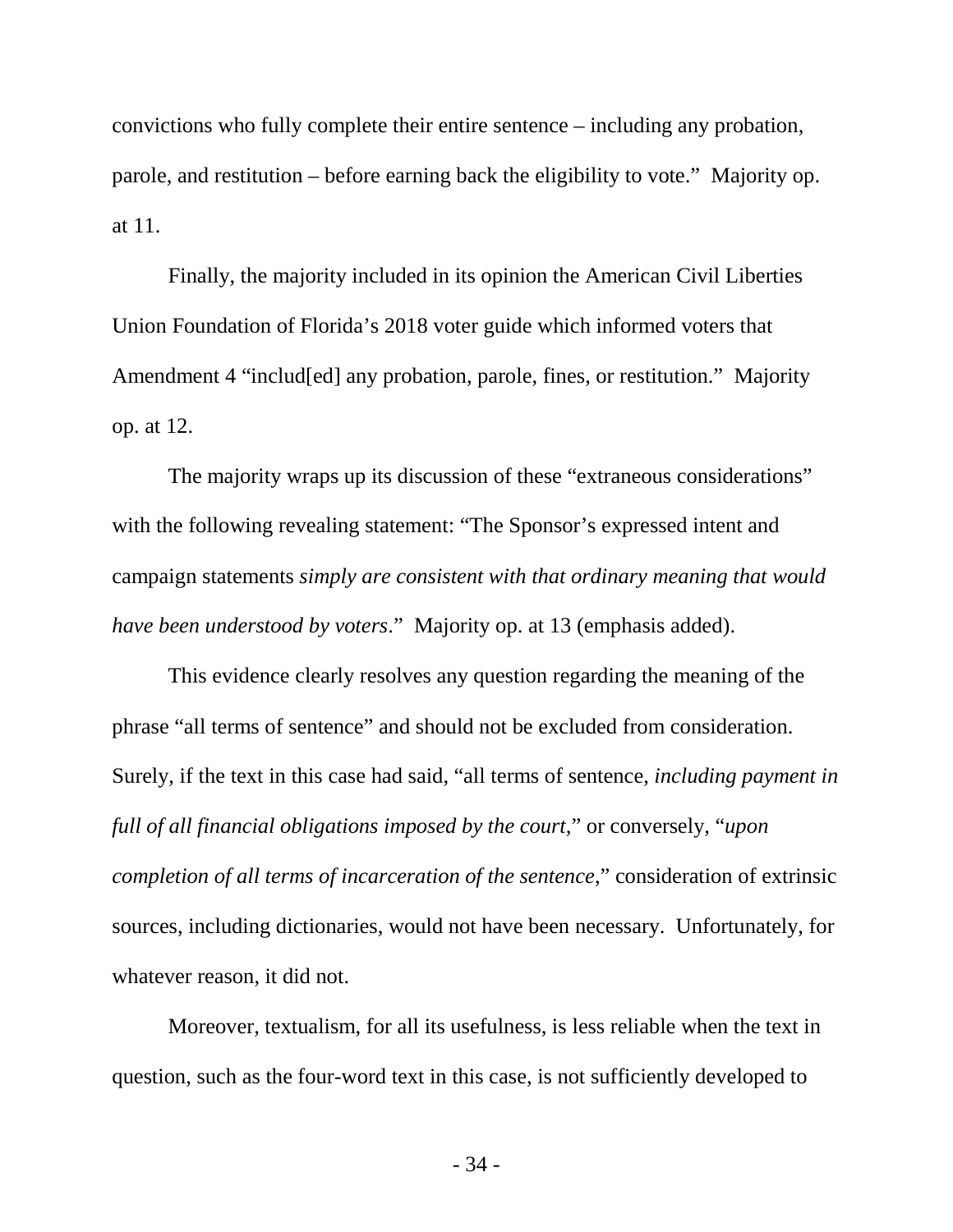convictions who fully complete their entire sentence – including any probation, parole, and restitution – before earning back the eligibility to vote." Majority op. at 11.

Finally, the majority included in its opinion the American Civil Liberties Union Foundation of Florida's 2018 voter guide which informed voters that Amendment 4 "includ[ed] any probation, parole, fines, or restitution." Majority op. at 12.

The majority wraps up its discussion of these "extraneous considerations" with the following revealing statement: "The Sponsor's expressed intent and campaign statements *simply are consistent with that ordinary meaning that would have been understood by voters*." Majority op. at 13 (emphasis added).

This evidence clearly resolves any question regarding the meaning of the phrase "all terms of sentence" and should not be excluded from consideration. Surely, if the text in this case had said, "all terms of sentence, *including payment in full of all financial obligations imposed by the court,*" or conversely, "*upon completion of all terms of incarceration of the sentence*," consideration of extrinsic sources, including dictionaries, would not have been necessary. Unfortunately, for whatever reason, it did not.

Moreover, textualism, for all its usefulness, is less reliable when the text in question, such as the four-word text in this case, is not sufficiently developed to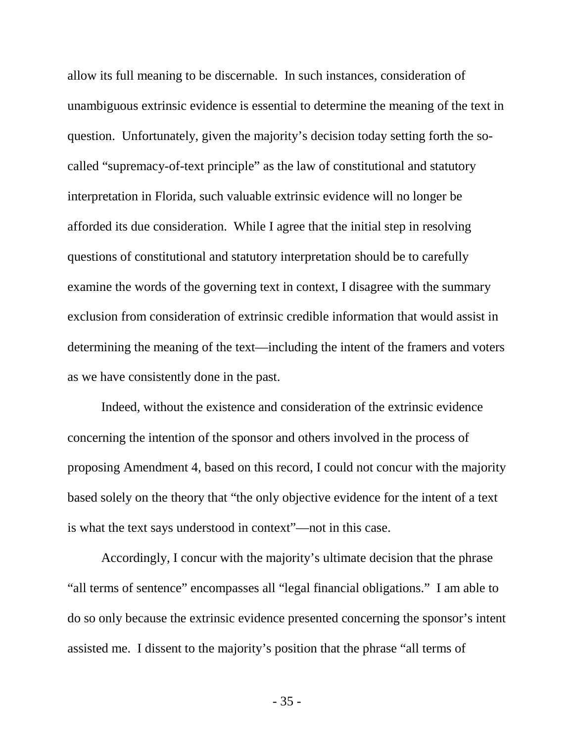allow its full meaning to be discernable. In such instances, consideration of unambiguous extrinsic evidence is essential to determine the meaning of the text in question. Unfortunately, given the majority's decision today setting forth the so-called "supremacy-of-text principle" as the law of constitutional and statutory interpretation in Florida, such valuable extrinsic evidence will no longer be afforded its due consideration. While I agree that the initial step in resolving questions of constitutional and statutory interpretation should be to carefully examine the words of the governing text in context, I disagree with the summary exclusion from consideration of extrinsic credible information that would assist in determining the meaning of the text—including the intent of the framers and voters as we have consistently done in the past.

Indeed, without the existence and consideration of the extrinsic evidence concerning the intention of the sponsor and others involved in the process of proposing Amendment 4, based on this record, I could not concur with the majority based solely on the theory that "the only objective evidence for the intent of a text is what the text says understood in context"—not in this case.

Accordingly, I concur with the majority's ultimate decision that the phrase "all terms of sentence" encompasses all "legal financial obligations." I am able to do so only because the extrinsic evidence presented concerning the sponsor's intent assisted me. I dissent to the majority's position that the phrase "all terms of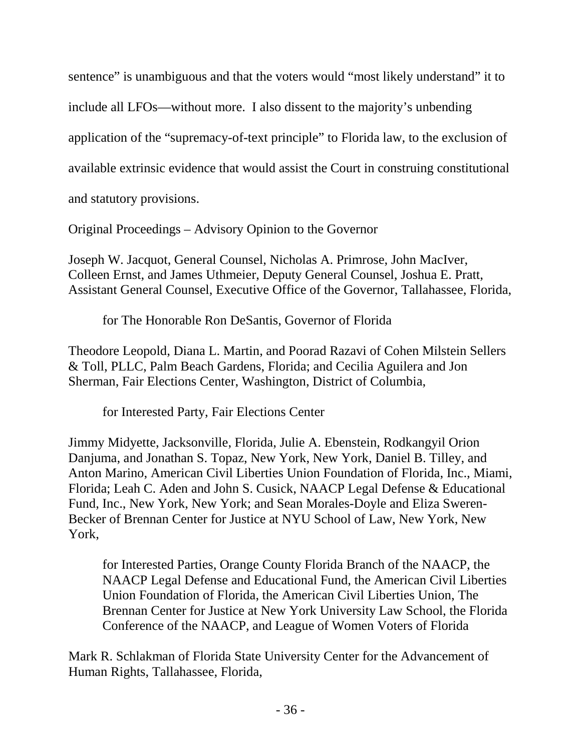sentence" is unambiguous and that the voters would "most likely understand" it to include all LFOs—without more. I also dissent to the majority's unbending application of the "supremacy-of-text principle" to Florida law, to the exclusion of available extrinsic evidence that would assist the Court in construing constitutional and statutory provisions.

Original Proceedings – Advisory Opinion to the Governor

Joseph W. Jacquot, General Counsel, Nicholas A. Primrose, John MacIver, Colleen Ernst, and James Uthmeier, Deputy General Counsel, Joshua E. Pratt, Assistant General Counsel, Executive Office of the Governor, Tallahassee, Florida,

for The Honorable Ron DeSantis, Governor of Florida

Theodore Leopold, Diana L. Martin, and Poorad Razavi of Cohen Milstein Sellers & Toll, PLLC, Palm Beach Gardens, Florida; and Cecilia Aguilera and Jon Sherman, Fair Elections Center, Washington, District of Columbia,

for Interested Party, Fair Elections Center

Jimmy Midyette, Jacksonville, Florida, Julie A. Ebenstein, Rodkangyil Orion Danjuma, and Jonathan S. Topaz, New York, New York, Daniel B. Tilley, and Anton Marino, American Civil Liberties Union Foundation of Florida, Inc., Miami, Florida; Leah C. Aden and John S. Cusick, NAACP Legal Defense & Educational Fund, Inc., New York, New York; and Sean Morales-Doyle and Eliza Sweren-Becker of Brennan Center for Justice at NYU School of Law, New York, New York,

for Interested Parties, Orange County Florida Branch of the NAACP, the NAACP Legal Defense and Educational Fund, the American Civil Liberties Union Foundation of Florida, the American Civil Liberties Union, The Brennan Center for Justice at New York University Law School, the Florida Conference of the NAACP, and League of Women Voters of Florida

Mark R. Schlakman of Florida State University Center for the Advancement of Human Rights, Tallahassee, Florida,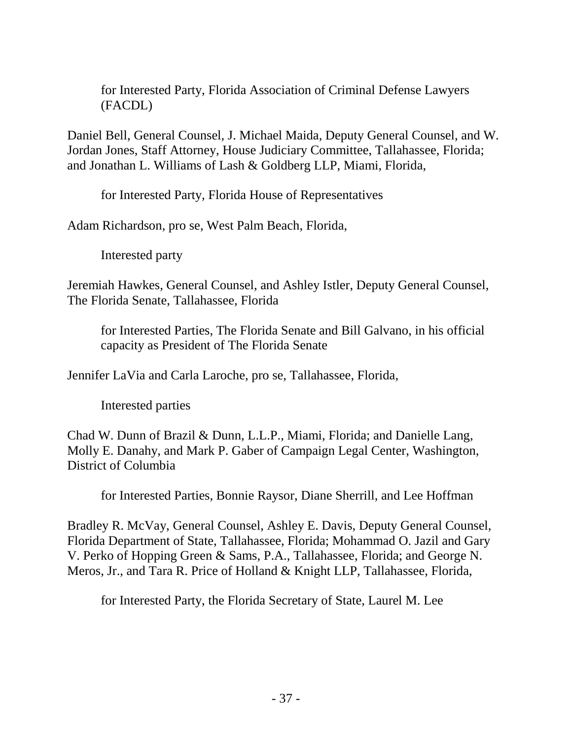for Interested Party, Florida Association of Criminal Defense Lawyers (FACDL)

Daniel Bell, General Counsel, J. Michael Maida, Deputy General Counsel, and W. Jordan Jones, Staff Attorney, House Judiciary Committee, Tallahassee, Florida; and Jonathan L. Williams of Lash & Goldberg LLP, Miami, Florida,

for Interested Party, Florida House of Representatives

Adam Richardson, pro se, West Palm Beach, Florida,

Interested party

Jeremiah Hawkes, General Counsel, and Ashley Istler, Deputy General Counsel, The Florida Senate, Tallahassee, Florida

for Interested Parties, The Florida Senate and Bill Galvano, in his official capacity as President of The Florida Senate

Jennifer LaVia and Carla Laroche, pro se, Tallahassee, Florida,

Interested parties

Chad W. Dunn of Brazil & Dunn, L.L.P., Miami, Florida; and Danielle Lang, Molly E. Danahy, and Mark P. Gaber of Campaign Legal Center, Washington, District of Columbia

for Interested Parties, Bonnie Raysor, Diane Sherrill, and Lee Hoffman

Bradley R. McVay, General Counsel, Ashley E. Davis, Deputy General Counsel, Florida Department of State, Tallahassee, Florida; Mohammad O. Jazil and Gary V. Perko of Hopping Green & Sams, P.A., Tallahassee, Florida; and George N. Meros, Jr., and Tara R. Price of Holland & Knight LLP, Tallahassee, Florida,

for Interested Party, the Florida Secretary of State, Laurel M. Lee